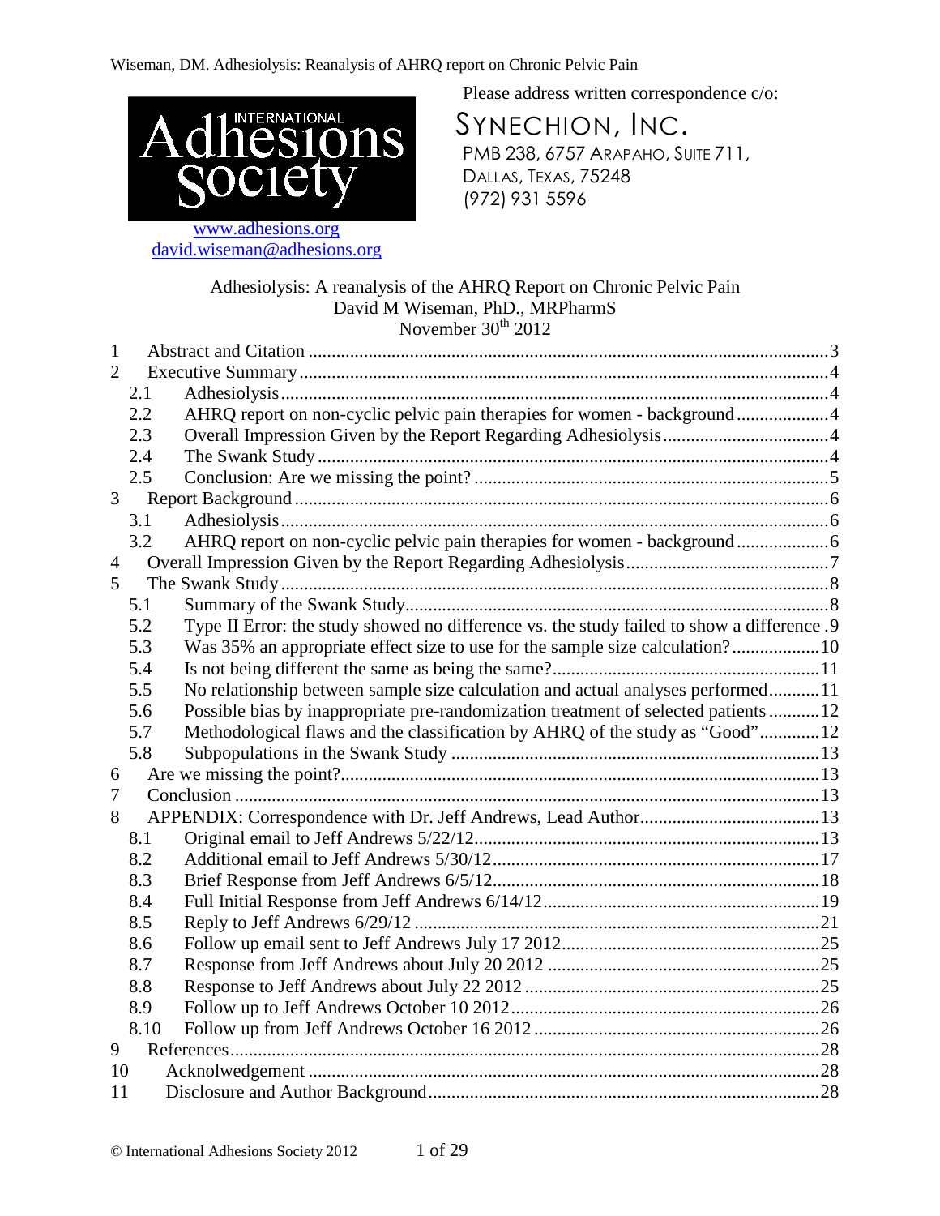Please address written correspondence c/o:

SYNECHION, INC.
PMB 238, 6757 ARAPAHO, SUITE 711,
DALLAS, TEXAS, 75248
(972) 931 5596

INTERNATIONAL Adhesions Society

www.adhesions.org
david.wiseman@adhesions.org

# Adhesiolysis: A reanalysis of the AHRQ Report on Chronic Pelvic Pain

David M Wiseman, PhD., MRPharmS

November 30th 2012

1 Abstract and Citation ............ 3
2 Executive Summary ............ 4
- 2.1 Adhesiolysis ............ 4
- 2.2 AHRQ report on non-cyclic pelvic pain therapies for women - background ............ 4
- 2.3 Overall Impression Given by the Report Regarding Adhesiolysis ............ 4
- 2.4 The Swank Study ............ 4
- 2.5 Conclusion: Are we missing the point? ............ 5

3 Report Background ............ 6
- 3.1 Adhesiolysis ............ 6
- 3.2 AHRQ report on non-cyclic pelvic pain therapies for women - background ............ 6

4 Overall Impression Given by the Report Regarding Adhesiolysis ............ 7
5 The Swank Study ............ 8
- 5.1 Summary of the Swank Study ............ 8
- 5.2 Type II Error: the study showed no difference vs. the study failed to show a difference . 9
- 5.3 Was 35% an appropriate effect size to use for the sample size calculation? ............ 10
- 5.4 Is not being different the same as being the same? ............ 11
- 5.5 No relationship between sample size calculation and actual analyses performed ............ 11
- 5.6 Possible bias by inappropriate pre-randomization treatment of selected patients ............ 12
- 5.7 Methodological flaws and the classification by AHRQ of the study as "Good" ............ 12
- 5.8 Subpopulations in the Swank Study ............ 13

6 Are we missing the point? ............ 13
7 Conclusion ............ 13
8 APPENDIX: Correspondence with Dr. Jeff Andrews, Lead Author ............ 13
- 8.1 Original email to Jeff Andrews 5/22/12 ............ 13
- 8.2 Additional email to Jeff Andrews 5/30/12 ............ 17
- 8.3 Brief Response from Jeff Andrews 6/5/12 ............ 18
- 8.4 Full Initial Response from Jeff Andrews 6/14/12 ............ 19
- 8.5 Reply to Jeff Andrews 6/29/12 ............ 21
- 8.6 Follow up email sent to Jeff Andrews July 17 2012 ............ 25
- 8.7 Response from Jeff Andrews about July 20 2012 ............ 25
- 8.8 Response to Jeff Andrews about July 22 2012 ............ 25
- 8.9 Follow up to Jeff Andrews October 10 2012 ............ 26
- 8.10 Follow up from Jeff Andrews October 16 2012 ............ 26

9 References ............ 28
10 Acknolwedgement ............ 28
11 Disclosure and Author Background ............ 28

© International Adhesions Society 2012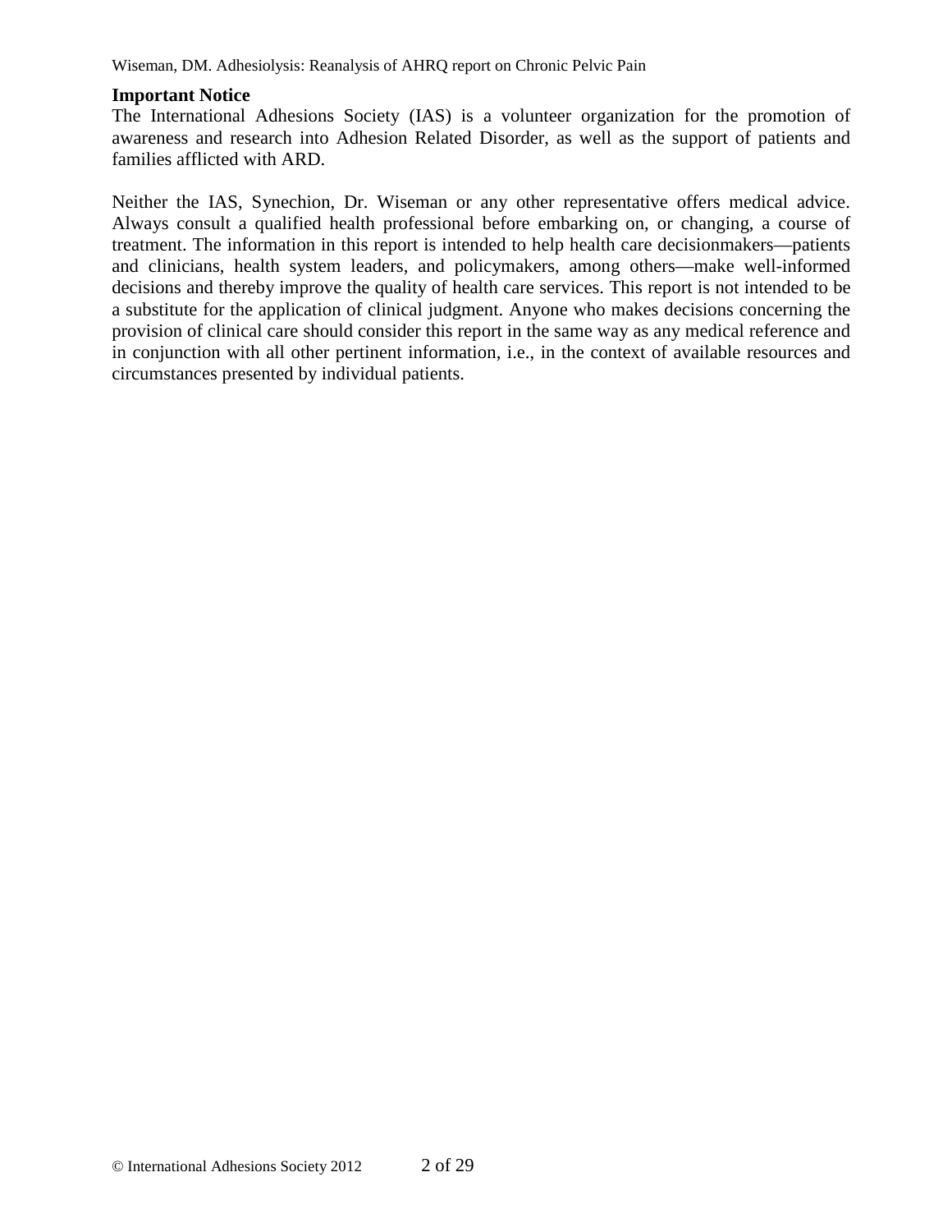**Important Notice**

The International Adhesions Society (IAS) is a volunteer organization for the promotion of awareness and research into Adhesion Related Disorder, as well as the support of patients and families afflicted with ARD.

Neither the IAS, Synechion, Dr. Wiseman or any other representative offers medical advice. Always consult a qualified health professional before embarking on, or changing, a course of treatment. The information in this report is intended to help health care decisionmakers—patients and clinicians, health system leaders, and policymakers, among others—make well-informed decisions and thereby improve the quality of health care services. This report is not intended to be a substitute for the application of clinical judgment. Anyone who makes decisions concerning the provision of clinical care should consider this report in the same way as any medical reference and in conjunction with all other pertinent information, i.e., in the context of available resources and circumstances presented by individual patients.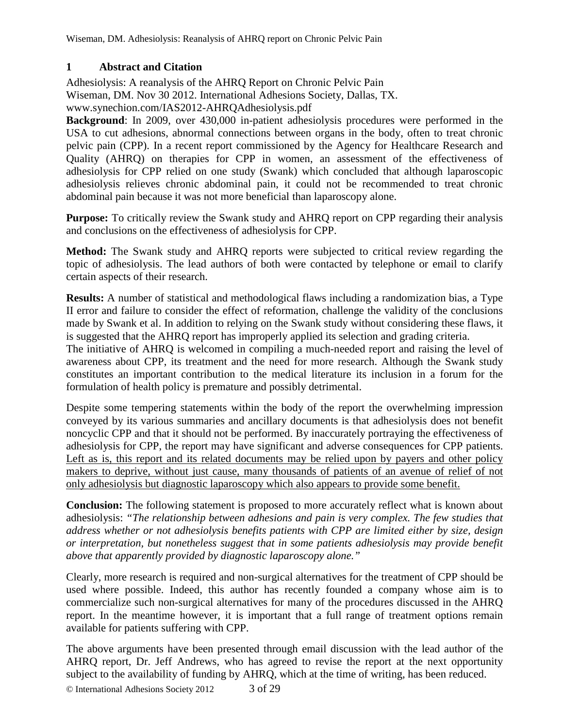## 1 Abstract and Citation

Adhesiolysis: A reanalysis of the AHRQ Report on Chronic Pelvic Pain
Wiseman, DM. Nov 30 2012. International Adhesions Society, Dallas, TX.
www.synechion.com/IAS2012-AHRQAdhesiolysis.pdf

**Background**: In 2009, over 430,000 in-patient adhesiolysis procedures were performed in the USA to cut adhesions, abnormal connections between organs in the body, often to treat chronic pelvic pain (CPP). In a recent report commissioned by the Agency for Healthcare Research and Quality (AHRQ) on therapies for CPP in women, an assessment of the effectiveness of adhesiolysis for CPP relied on one study (Swank) which concluded that although laparoscopic adhesiolysis relieves chronic abdominal pain, it could not be recommended to treat chronic abdominal pain because it was not more beneficial than laparoscopy alone.

**Purpose:** To critically review the Swank study and AHRQ report on CPP regarding their analysis and conclusions on the effectiveness of adhesiolysis for CPP.

**Method:** The Swank study and AHRQ reports were subjected to critical review regarding the topic of adhesiolysis. The lead authors of both were contacted by telephone or email to clarify certain aspects of their research.

**Results:** A number of statistical and methodological flaws including a randomization bias, a Type II error and failure to consider the effect of reformation, challenge the validity of the conclusions made by Swank et al. In addition to relying on the Swank study without considering these flaws, it is suggested that the AHRQ report has improperly applied its selection and grading criteria.
The initiative of AHRQ is welcomed in compiling a much-needed report and raising the level of awareness about CPP, its treatment and the need for more research. Although the Swank study constitutes an important contribution to the medical literature its inclusion in a forum for the formulation of health policy is premature and possibly detrimental.

Despite some tempering statements within the body of the report the overwhelming impression conveyed by its various summaries and ancillary documents is that adhesiolysis does not benefit noncyclic CPP and that it should not be performed. By inaccurately portraying the effectiveness of adhesiolysis for CPP, the report may have significant and adverse consequences for CPP patients. <u>Left as is, this report and its related documents may be relied upon by payers and other policy makers to deprive, without just cause, many thousands of patients of an avenue of relief of not only adhesiolysis but diagnostic laparoscopy which also appears to provide some benefit.</u>

**Conclusion:** The following statement is proposed to more accurately reflect what is known about adhesiolysis: *"The relationship between adhesions and pain is very complex. The few studies that address whether or not adhesiolysis benefits patients with CPP are limited either by size, design or interpretation, but nonetheless suggest that in some patients adhesiolysis may provide benefit above that apparently provided by diagnostic laparoscopy alone."*

Clearly, more research is required and non-surgical alternatives for the treatment of CPP should be used where possible. Indeed, this author has recently founded a company whose aim is to commercialize such non-surgical alternatives for many of the procedures discussed in the AHRQ report. In the meantime however, it is important that a full range of treatment options remain available for patients suffering with CPP.

The above arguments have been presented through email discussion with the lead author of the AHRQ report, Dr. Jeff Andrews, who has agreed to revise the report at the next opportunity subject to the availability of funding by AHRQ, which at the time of writing, has been reduced.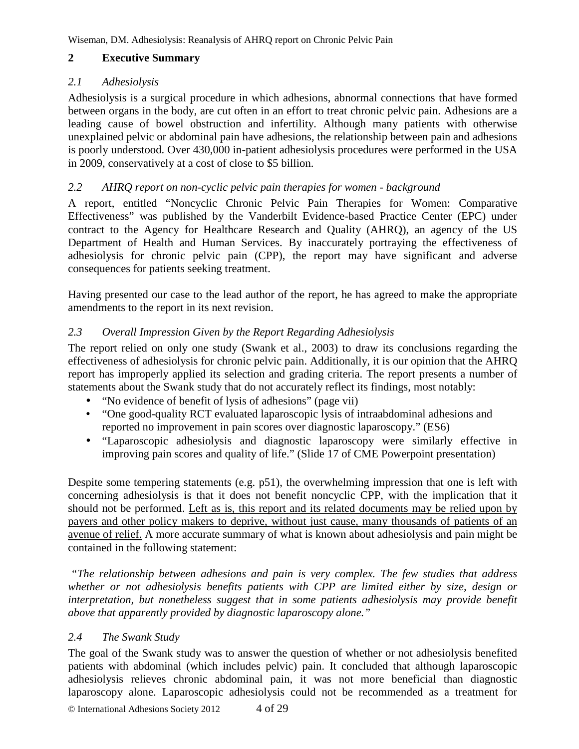## 2 Executive Summary

### *2.1 Adhesiolysis*

Adhesiolysis is a surgical procedure in which adhesions, abnormal connections that have formed between organs in the body, are cut often in an effort to treat chronic pelvic pain. Adhesions are a leading cause of bowel obstruction and infertility. Although many patients with otherwise unexplained pelvic or abdominal pain have adhesions, the relationship between pain and adhesions is poorly understood. Over 430,000 in-patient adhesiolysis procedures were performed in the USA in 2009, conservatively at a cost of close to $5 billion.

### *2.2 AHRQ report on non-cyclic pelvic pain therapies for women - background*

A report, entitled "Noncyclic Chronic Pelvic Pain Therapies for Women: Comparative Effectiveness" was published by the Vanderbilt Evidence-based Practice Center (EPC) under contract to the Agency for Healthcare Research and Quality (AHRQ), an agency of the US Department of Health and Human Services. By inaccurately portraying the effectiveness of adhesiolysis for chronic pelvic pain (CPP), the report may have significant and adverse consequences for patients seeking treatment.

Having presented our case to the lead author of the report, he has agreed to make the appropriate amendments to the report in its next revision.

### *2.3 Overall Impression Given by the Report Regarding Adhesiolysis*

The report relied on only one study (Swank et al., 2003) to draw its conclusions regarding the effectiveness of adhesiolysis for chronic pelvic pain. Additionally, it is our opinion that the AHRQ report has improperly applied its selection and grading criteria. The report presents a number of statements about the Swank study that do not accurately reflect its findings, most notably:

- "No evidence of benefit of lysis of adhesions" (page vii)
- "One good-quality RCT evaluated laparoscopic lysis of intraabdominal adhesions and reported no improvement in pain scores over diagnostic laparoscopy." (ES6)
- "Laparoscopic adhesiolysis and diagnostic laparoscopy were similarly effective in improving pain scores and quality of life." (Slide 17 of CME Powerpoint presentation)

Despite some tempering statements (e.g. p51), the overwhelming impression that one is left with concerning adhesiolysis is that it does not benefit noncyclic CPP, with the implication that it should not be performed. <u>Left as is, this report and its related documents may be relied upon by payers and other policy makers to deprive, without just cause, many thousands of patients of an avenue of relief.</u> A more accurate summary of what is known about adhesiolysis and pain might be contained in the following statement:

*"The relationship between adhesions and pain is very complex. The few studies that address whether or not adhesiolysis benefits patients with CPP are limited either by size, design or interpretation, but nonetheless suggest that in some patients adhesiolysis may provide benefit above that apparently provided by diagnostic laparoscopy alone."*

### *2.4 The Swank Study*

The goal of the Swank study was to answer the question of whether or not adhesiolysis benefited patients with abdominal (which includes pelvic) pain. It concluded that although laparoscopic adhesiolysis relieves chronic abdominal pain, it was not more beneficial than diagnostic laparoscopy alone. Laparoscopic adhesiolysis could not be recommended as a treatment for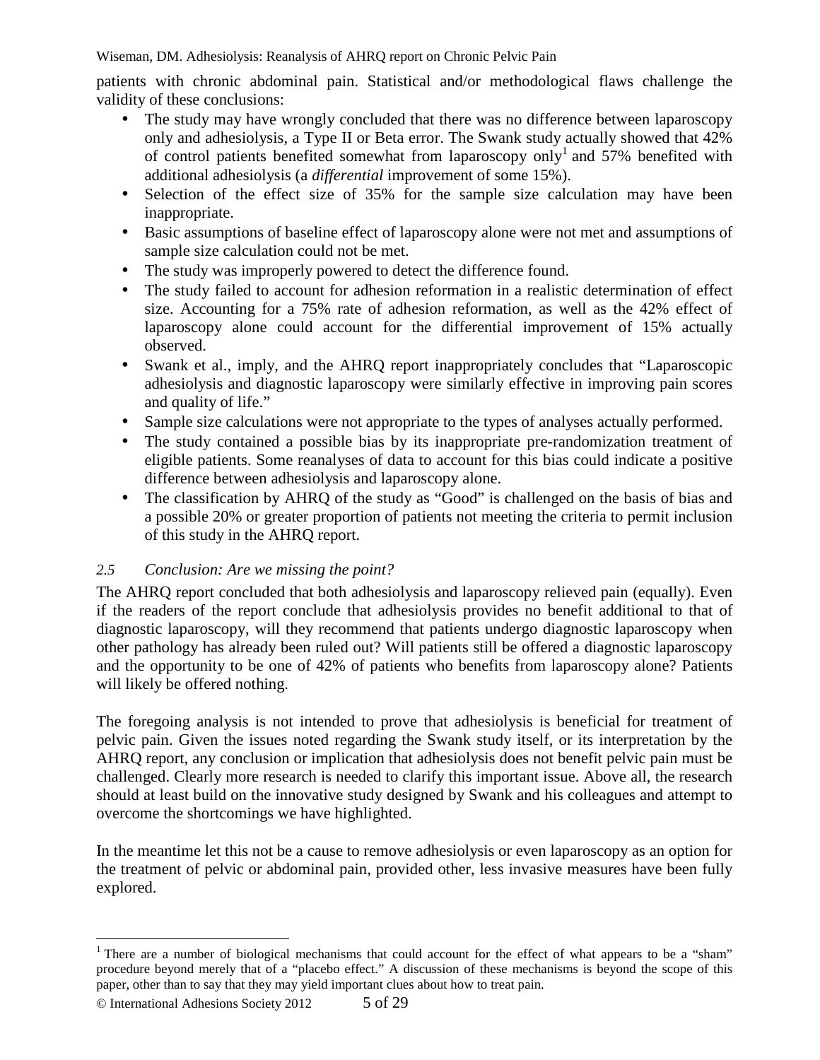patients with chronic abdominal pain. Statistical and/or methodological flaws challenge the validity of these conclusions:

- The study may have wrongly concluded that there was no difference between laparoscopy only and adhesiolysis, a Type II or Beta error. The Swank study actually showed that 42% of control patients benefited somewhat from laparoscopy only[1] and 57% benefited with additional adhesiolysis (a *differential* improvement of some 15%).
- Selection of the effect size of 35% for the sample size calculation may have been inappropriate.
- Basic assumptions of baseline effect of laparoscopy alone were not met and assumptions of sample size calculation could not be met.
- The study was improperly powered to detect the difference found.
- The study failed to account for adhesion reformation in a realistic determination of effect size. Accounting for a 75% rate of adhesion reformation, as well as the 42% effect of laparoscopy alone could account for the differential improvement of 15% actually observed.
- Swank et al., imply, and the AHRQ report inappropriately concludes that "Laparoscopic adhesiolysis and diagnostic laparoscopy were similarly effective in improving pain scores and quality of life."
- Sample size calculations were not appropriate to the types of analyses actually performed.
- The study contained a possible bias by its inappropriate pre-randomization treatment of eligible patients. Some reanalyses of data to account for this bias could indicate a positive difference between adhesiolysis and laparoscopy alone.
- The classification by AHRQ of the study as "Good" is challenged on the basis of bias and a possible 20% or greater proportion of patients not meeting the criteria to permit inclusion of this study in the AHRQ report.

### *2.5 Conclusion: Are we missing the point?*

The AHRQ report concluded that both adhesiolysis and laparoscopy relieved pain (equally). Even if the readers of the report conclude that adhesiolysis provides no benefit additional to that of diagnostic laparoscopy, will they recommend that patients undergo diagnostic laparoscopy when other pathology has already been ruled out? Will patients still be offered a diagnostic laparoscopy and the opportunity to be one of 42% of patients who benefits from laparoscopy alone? Patients will likely be offered nothing.

The foregoing analysis is not intended to prove that adhesiolysis is beneficial for treatment of pelvic pain. Given the issues noted regarding the Swank study itself, or its interpretation by the AHRQ report, any conclusion or implication that adhesiolysis does not benefit pelvic pain must be challenged. Clearly more research is needed to clarify this important issue. Above all, the research should at least build on the innovative study designed by Swank and his colleagues and attempt to overcome the shortcomings we have highlighted.

In the meantime let this not be a cause to remove adhesiolysis or even laparoscopy as an option for the treatment of pelvic or abdominal pain, provided other, less invasive measures have been fully explored.

---

[1] There are a number of biological mechanisms that could account for the effect of what appears to be a "sham" procedure beyond merely that of a "placebo effect." A discussion of these mechanisms is beyond the scope of this paper, other than to say that they may yield important clues about how to treat pain.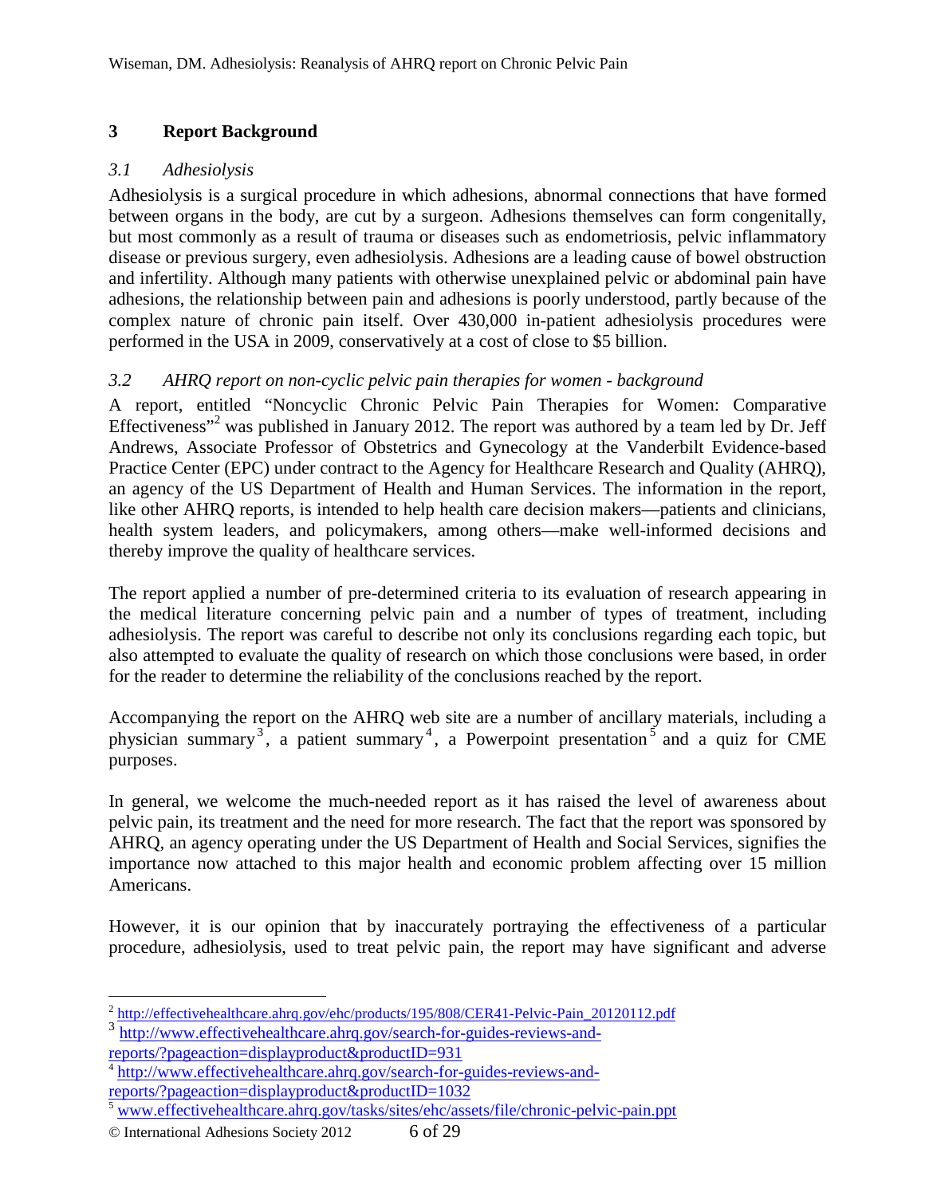# 3 Report Background

## *3.1 Adhesiolysis*

Adhesiolysis is a surgical procedure in which adhesions, abnormal connections that have formed between organs in the body, are cut by a surgeon. Adhesions themselves can form congenitally, but most commonly as a result of trauma or diseases such as endometriosis, pelvic inflammatory disease or previous surgery, even adhesiolysis. Adhesions are a leading cause of bowel obstruction and infertility. Although many patients with otherwise unexplained pelvic or abdominal pain have adhesions, the relationship between pain and adhesions is poorly understood, partly because of the complex nature of chronic pain itself. Over 430,000 in-patient adhesiolysis procedures were performed in the USA in 2009, conservatively at a cost of close to $5 billion.

## *3.2 AHRQ report on non-cyclic pelvic pain therapies for women - background*

A report, entitled "Noncyclic Chronic Pelvic Pain Therapies for Women: Comparative Effectiveness"[2] was published in January 2012. The report was authored by a team led by Dr. Jeff Andrews, Associate Professor of Obstetrics and Gynecology at the Vanderbilt Evidence-based Practice Center (EPC) under contract to the Agency for Healthcare Research and Quality (AHRQ), an agency of the US Department of Health and Human Services. The information in the report, like other AHRQ reports, is intended to help health care decision makers—patients and clinicians, health system leaders, and policymakers, among others—make well-informed decisions and thereby improve the quality of healthcare services.

The report applied a number of pre-determined criteria to its evaluation of research appearing in the medical literature concerning pelvic pain and a number of types of treatment, including adhesiolysis. The report was careful to describe not only its conclusions regarding each topic, but also attempted to evaluate the quality of research on which those conclusions were based, in order for the reader to determine the reliability of the conclusions reached by the report.

Accompanying the report on the AHRQ web site are a number of ancillary materials, including a physician summary[3], a patient summary[4], a Powerpoint presentation[5] and a quiz for CME purposes.

In general, we welcome the much-needed report as it has raised the level of awareness about pelvic pain, its treatment and the need for more research. The fact that the report was sponsored by AHRQ, an agency operating under the US Department of Health and Social Services, signifies the importance now attached to this major health and economic problem affecting over 15 million Americans.

However, it is our opinion that by inaccurately portraying the effectiveness of a particular procedure, adhesiolysis, used to treat pelvic pain, the report may have significant and adverse

---

[2] http://effectivehealthcare.ahrq.gov/ehc/products/195/808/CER41-Pelvic-Pain_20120112.pdf

[3] http://www.effectivehealthcare.ahrq.gov/search-for-guides-reviews-and-reports/?pageaction=displayproduct&productID=931

[4] http://www.effectivehealthcare.ahrq.gov/search-for-guides-reviews-and-reports/?pageaction=displayproduct&productID=1032

[5] www.effectivehealthcare.ahrq.gov/tasks/sites/ehc/assets/file/chronic-pelvic-pain.ppt

© International Adhesions Society 2012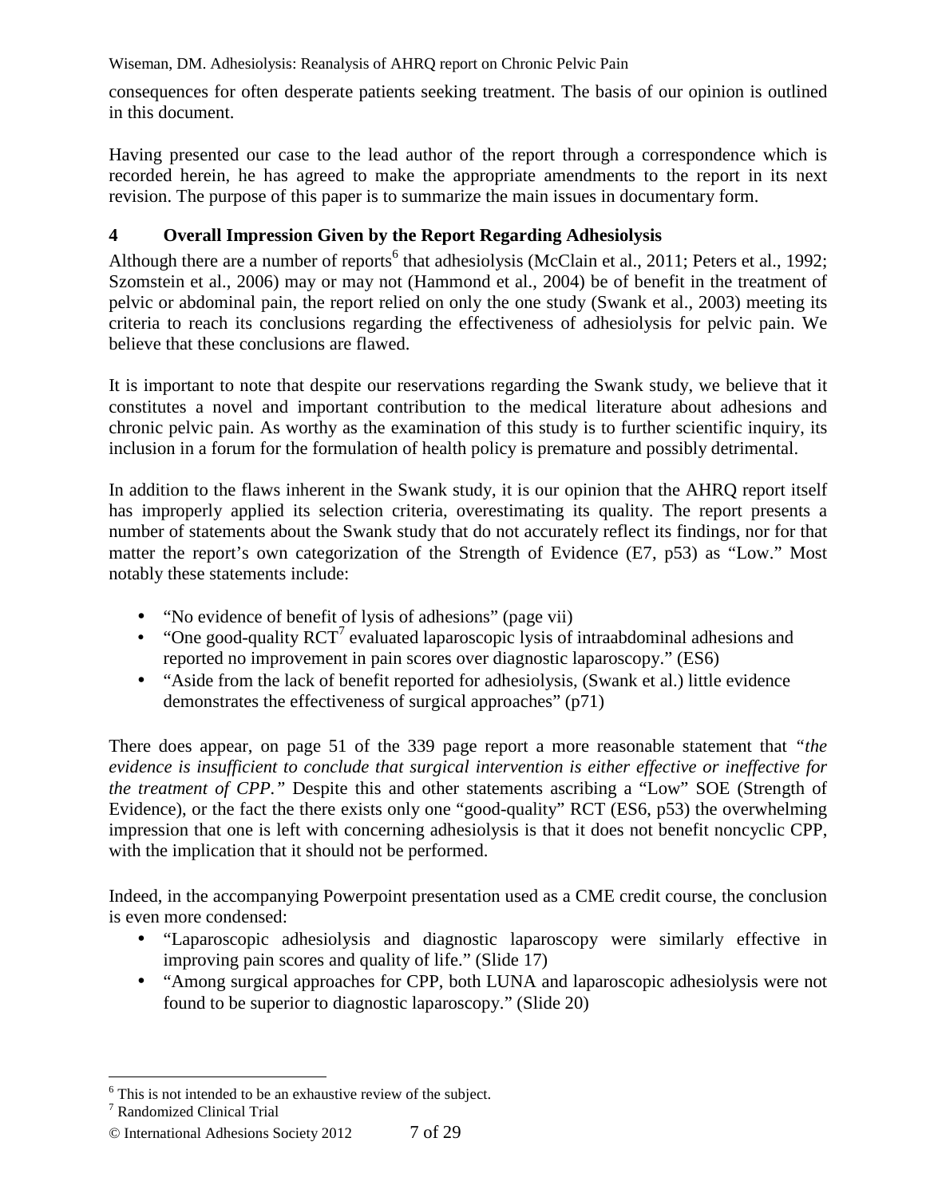consequences for often desperate patients seeking treatment. The basis of our opinion is outlined in this document.

Having presented our case to the lead author of the report through a correspondence which is recorded herein, he has agreed to make the appropriate amendments to the report in its next revision. The purpose of this paper is to summarize the main issues in documentary form.

## 4 Overall Impression Given by the Report Regarding Adhesiolysis

Although there are a number of reports[6] that adhesiolysis (McClain et al., 2011; Peters et al., 1992; Szomstein et al., 2006) may or may not (Hammond et al., 2004) be of benefit in the treatment of pelvic or abdominal pain, the report relied on only the one study (Swank et al., 2003) meeting its criteria to reach its conclusions regarding the effectiveness of adhesiolysis for pelvic pain. We believe that these conclusions are flawed.

It is important to note that despite our reservations regarding the Swank study, we believe that it constitutes a novel and important contribution to the medical literature about adhesions and chronic pelvic pain. As worthy as the examination of this study is to further scientific inquiry, its inclusion in a forum for the formulation of health policy is premature and possibly detrimental.

In addition to the flaws inherent in the Swank study, it is our opinion that the AHRQ report itself has improperly applied its selection criteria, overestimating its quality. The report presents a number of statements about the Swank study that do not accurately reflect its findings, nor for that matter the report's own categorization of the Strength of Evidence (E7, p53) as "Low." Most notably these statements include:

- "No evidence of benefit of lysis of adhesions" (page vii)
- "One good-quality RCT[7] evaluated laparoscopic lysis of intraabdominal adhesions and reported no improvement in pain scores over diagnostic laparoscopy." (ES6)
- "Aside from the lack of benefit reported for adhesiolysis, (Swank et al.) little evidence demonstrates the effectiveness of surgical approaches" (p71)

There does appear, on page 51 of the 339 page report a more reasonable statement that *"the evidence is insufficient to conclude that surgical intervention is either effective or ineffective for the treatment of CPP."* Despite this and other statements ascribing a "Low" SOE (Strength of Evidence), or the fact the there exists only one "good-quality" RCT (ES6, p53) the overwhelming impression that one is left with concerning adhesiolysis is that it does not benefit noncyclic CPP, with the implication that it should not be performed.

Indeed, in the accompanying Powerpoint presentation used as a CME credit course, the conclusion is even more condensed:

- "Laparoscopic adhesiolysis and diagnostic laparoscopy were similarly effective in improving pain scores and quality of life." (Slide 17)
- "Among surgical approaches for CPP, both LUNA and laparoscopic adhesiolysis were not found to be superior to diagnostic laparoscopy." (Slide 20)

---

[6] This is not intended to be an exhaustive review of the subject.

[7] Randomized Clinical Trial

© International Adhesions Society 2012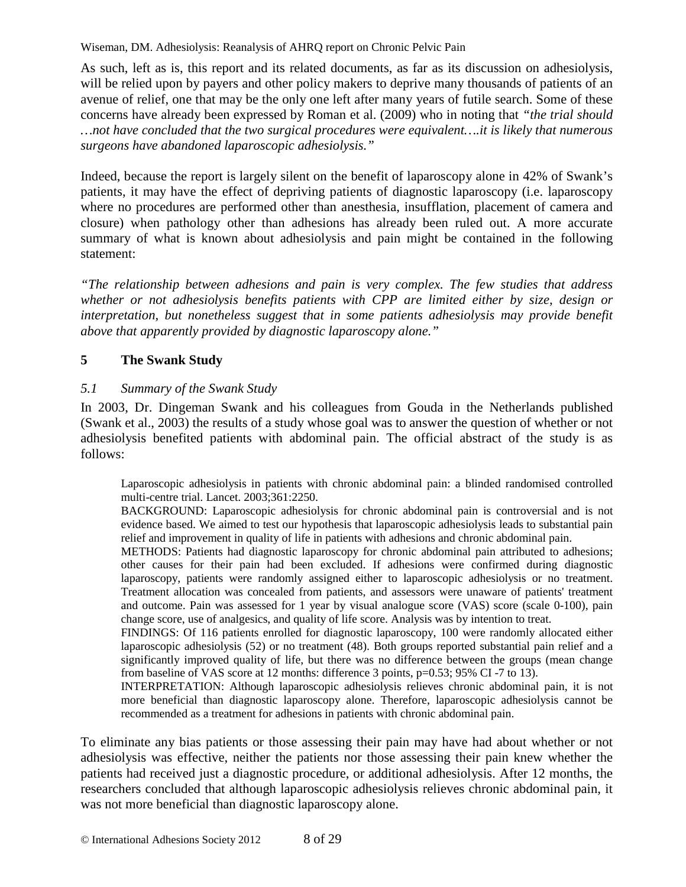As such, left as is, this report and its related documents, as far as its discussion on adhesiolysis, will be relied upon by payers and other policy makers to deprive many thousands of patients of an avenue of relief, one that may be the only one left after many years of futile search. Some of these concerns have already been expressed by Roman et al. (2009) who in noting that *"the trial should …not have concluded that the two surgical procedures were equivalent….it is likely that numerous surgeons have abandoned laparoscopic adhesiolysis."*

Indeed, because the report is largely silent on the benefit of laparoscopy alone in 42% of Swank's patients, it may have the effect of depriving patients of diagnostic laparoscopy (i.e. laparoscopy where no procedures are performed other than anesthesia, insufflation, placement of camera and closure) when pathology other than adhesions has already been ruled out. A more accurate summary of what is known about adhesiolysis and pain might be contained in the following statement:

*"The relationship between adhesions and pain is very complex. The few studies that address whether or not adhesiolysis benefits patients with CPP are limited either by size, design or interpretation, but nonetheless suggest that in some patients adhesiolysis may provide benefit above that apparently provided by diagnostic laparoscopy alone."*

## 5 The Swank Study

### *5.1 Summary of the Swank Study*

In 2003, Dr. Dingeman Swank and his colleagues from Gouda in the Netherlands published (Swank et al., 2003) the results of a study whose goal was to answer the question of whether or not adhesiolysis benefited patients with abdominal pain. The official abstract of the study is as follows:

> Laparoscopic adhesiolysis in patients with chronic abdominal pain: a blinded randomised controlled multi-centre trial. Lancet. 2003;361:2250.
>
> BACKGROUND: Laparoscopic adhesiolysis for chronic abdominal pain is controversial and is not evidence based. We aimed to test our hypothesis that laparoscopic adhesiolysis leads to substantial pain relief and improvement in quality of life in patients with adhesions and chronic abdominal pain.
>
> METHODS: Patients had diagnostic laparoscopy for chronic abdominal pain attributed to adhesions; other causes for their pain had been excluded. If adhesions were confirmed during diagnostic laparoscopy, patients were randomly assigned either to laparoscopic adhesiolysis or no treatment. Treatment allocation was concealed from patients, and assessors were unaware of patients' treatment and outcome. Pain was assessed for 1 year by visual analogue score (VAS) score (scale 0-100), pain change score, use of analgesics, and quality of life score. Analysis was by intention to treat.
>
> FINDINGS: Of 116 patients enrolled for diagnostic laparoscopy, 100 were randomly allocated either laparoscopic adhesiolysis (52) or no treatment (48). Both groups reported substantial pain relief and a significantly improved quality of life, but there was no difference between the groups (mean change from baseline of VAS score at 12 months: difference 3 points, $p=0.53$; 95% CI -7 to 13).
>
> INTERPRETATION: Although laparoscopic adhesiolysis relieves chronic abdominal pain, it is not more beneficial than diagnostic laparoscopy alone. Therefore, laparoscopic adhesiolysis cannot be recommended as a treatment for adhesions in patients with chronic abdominal pain.

To eliminate any bias patients or those assessing their pain may have had about whether or not adhesiolysis was effective, neither the patients nor those assessing their pain knew whether the patients had received just a diagnostic procedure, or additional adhesiolysis. After 12 months, the researchers concluded that although laparoscopic adhesiolysis relieves chronic abdominal pain, it was not more beneficial than diagnostic laparoscopy alone.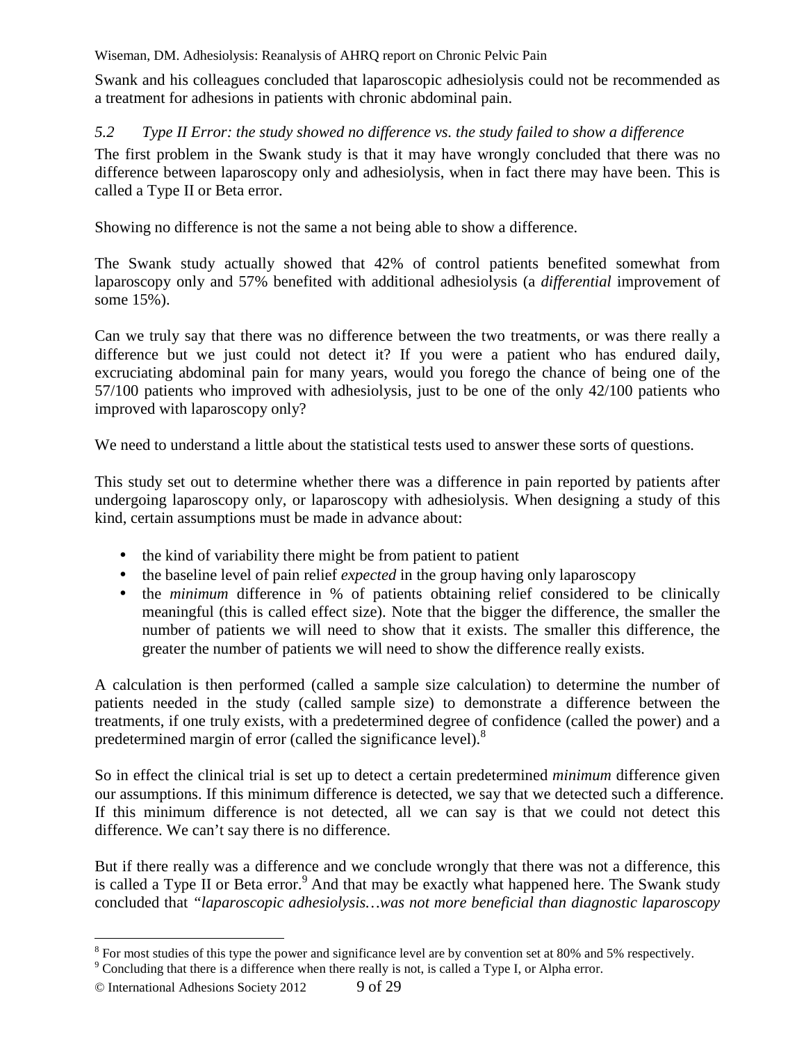Swank and his colleagues concluded that laparoscopic adhesiolysis could not be recommended as a treatment for adhesions in patients with chronic abdominal pain.

### *5.2 Type II Error: the study showed no difference vs. the study failed to show a difference*

The first problem in the Swank study is that it may have wrongly concluded that there was no difference between laparoscopy only and adhesiolysis, when in fact there may have been. This is called a Type II or Beta error.

Showing no difference is not the same a not being able to show a difference.

The Swank study actually showed that 42% of control patients benefited somewhat from laparoscopy only and 57% benefited with additional adhesiolysis (a *differential* improvement of some 15%).

Can we truly say that there was no difference between the two treatments, or was there really a difference but we just could not detect it? If you were a patient who has endured daily, excruciating abdominal pain for many years, would you forego the chance of being one of the 57/100 patients who improved with adhesiolysis, just to be one of the only 42/100 patients who improved with laparoscopy only?

We need to understand a little about the statistical tests used to answer these sorts of questions.

This study set out to determine whether there was a difference in pain reported by patients after undergoing laparoscopy only, or laparoscopy with adhesiolysis. When designing a study of this kind, certain assumptions must be made in advance about:

- the kind of variability there might be from patient to patient
- the baseline level of pain relief *expected* in the group having only laparoscopy
- the *minimum* difference in % of patients obtaining relief considered to be clinically meaningful (this is called effect size). Note that the bigger the difference, the smaller the number of patients we will need to show that it exists. The smaller this difference, the greater the number of patients we will need to show the difference really exists.

A calculation is then performed (called a sample size calculation) to determine the number of patients needed in the study (called sample size) to demonstrate a difference between the treatments, if one truly exists, with a predetermined degree of confidence (called the power) and a predetermined margin of error (called the significance level).[8]

So in effect the clinical trial is set up to detect a certain predetermined *minimum* difference given our assumptions. If this minimum difference is detected, we say that we detected such a difference. If this minimum difference is not detected, all we can say is that we could not detect this difference. We can't say there is no difference.

But if there really was a difference and we conclude wrongly that there was not a difference, this is called a Type II or Beta error.[9] And that may be exactly what happened here. The Swank study concluded that *"laparoscopic adhesiolysis…was not more beneficial than diagnostic laparoscopy*

---

[8] For most studies of this type the power and significance level are by convention set at 80% and 5% respectively.

[9] Concluding that there is a difference when there really is not, is called a Type I, or Alpha error.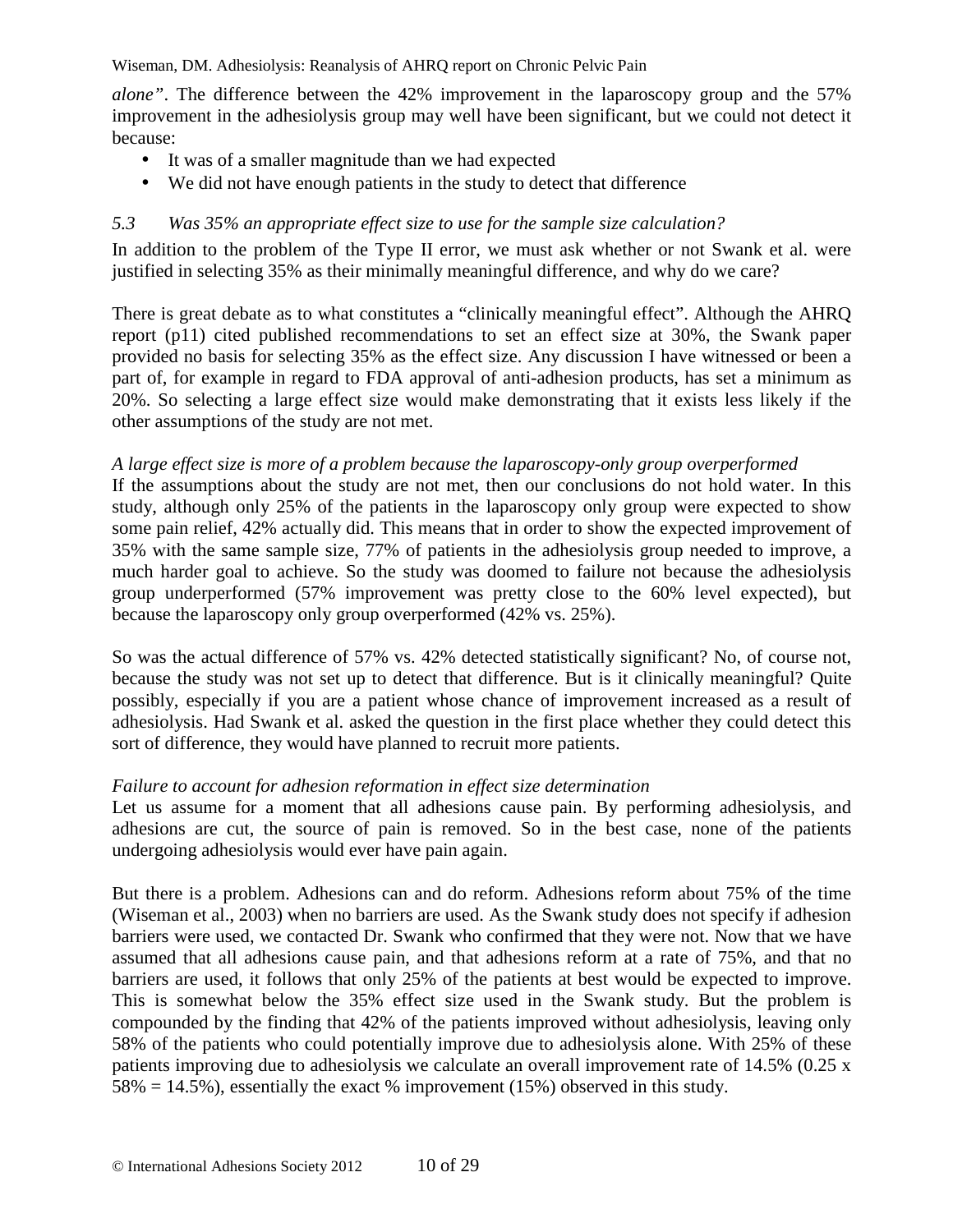*alone"*. The difference between the 42% improvement in the laparoscopy group and the 57% improvement in the adhesiolysis group may well have been significant, but we could not detect it because:

- It was of a smaller magnitude than we had expected
- We did not have enough patients in the study to detect that difference

### *5.3 Was 35% an appropriate effect size to use for the sample size calculation?*

In addition to the problem of the Type II error, we must ask whether or not Swank et al. were justified in selecting 35% as their minimally meaningful difference, and why do we care?

There is great debate as to what constitutes a "clinically meaningful effect". Although the AHRQ report (p11) cited published recommendations to set an effect size at 30%, the Swank paper provided no basis for selecting 35% as the effect size. Any discussion I have witnessed or been a part of, for example in regard to FDA approval of anti-adhesion products, has set a minimum as 20%. So selecting a large effect size would make demonstrating that it exists less likely if the other assumptions of the study are not met.

*A large effect size is more of a problem because the laparoscopy-only group overperformed*

If the assumptions about the study are not met, then our conclusions do not hold water. In this study, although only 25% of the patients in the laparoscopy only group were expected to show some pain relief, 42% actually did. This means that in order to show the expected improvement of 35% with the same sample size, 77% of patients in the adhesiolysis group needed to improve, a much harder goal to achieve. So the study was doomed to failure not because the adhesiolysis group underperformed (57% improvement was pretty close to the 60% level expected), but because the laparoscopy only group overperformed (42% vs. 25%).

So was the actual difference of 57% vs. 42% detected statistically significant? No, of course not, because the study was not set up to detect that difference. But is it clinically meaningful? Quite possibly, especially if you are a patient whose chance of improvement increased as a result of adhesiolysis. Had Swank et al. asked the question in the first place whether they could detect this sort of difference, they would have planned to recruit more patients.

*Failure to account for adhesion reformation in effect size determination*

Let us assume for a moment that all adhesions cause pain. By performing adhesiolysis, and adhesions are cut, the source of pain is removed. So in the best case, none of the patients undergoing adhesiolysis would ever have pain again.

But there is a problem. Adhesions can and do reform. Adhesions reform about 75% of the time (Wiseman et al., 2003) when no barriers are used. As the Swank study does not specify if adhesion barriers were used, we contacted Dr. Swank who confirmed that they were not. Now that we have assumed that all adhesions cause pain, and that adhesions reform at a rate of 75%, and that no barriers are used, it follows that only 25% of the patients at best would be expected to improve. This is somewhat below the 35% effect size used in the Swank study. But the problem is compounded by the finding that 42% of the patients improved without adhesiolysis, leaving only 58% of the patients who could potentially improve due to adhesiolysis alone. With 25% of these patients improving due to adhesiolysis we calculate an overall improvement rate of 14.5% (0.25 x 58% = 14.5%), essentially the exact % improvement (15%) observed in this study.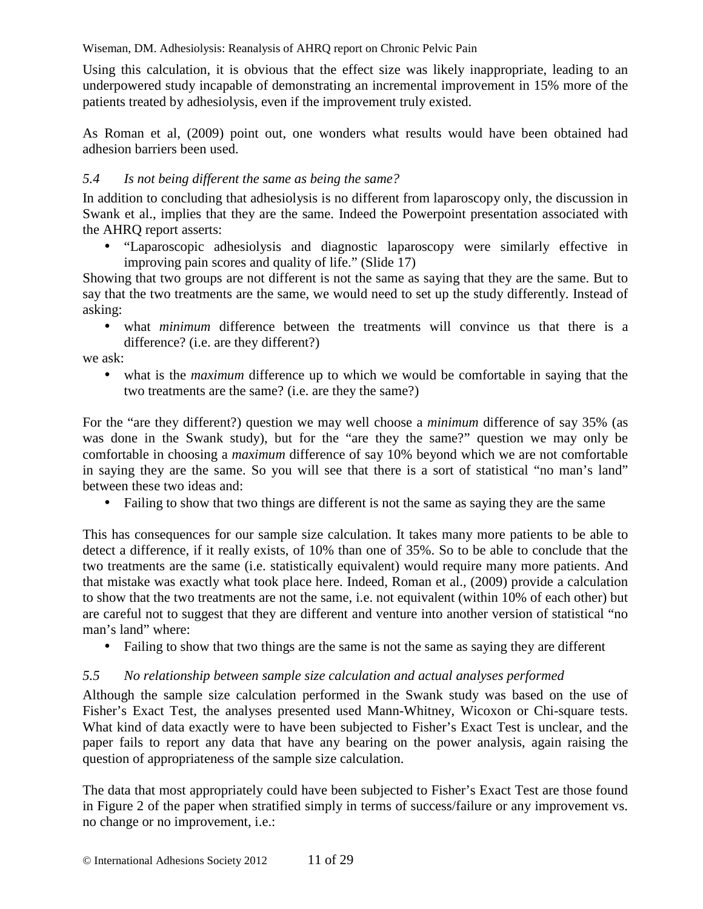Using this calculation, it is obvious that the effect size was likely inappropriate, leading to an underpowered study incapable of demonstrating an incremental improvement in 15% more of the patients treated by adhesiolysis, even if the improvement truly existed.

As Roman et al, (2009) point out, one wonders what results would have been obtained had adhesion barriers been used.

### *5.4 Is not being different the same as being the same?*

In addition to concluding that adhesiolysis is no different from laparoscopy only, the discussion in Swank et al., implies that they are the same. Indeed the Powerpoint presentation associated with the AHRQ report asserts:

- "Laparoscopic adhesiolysis and diagnostic laparoscopy were similarly effective in improving pain scores and quality of life." (Slide 17)

Showing that two groups are not different is not the same as saying that they are the same. But to say that the two treatments are the same, we would need to set up the study differently. Instead of asking:

- what *minimum* difference between the treatments will convince us that there is a difference? (i.e. are they different?)

we ask:

- what is the *maximum* difference up to which we would be comfortable in saying that the two treatments are the same? (i.e. are they the same?)

For the "are they different?) question we may well choose a *minimum* difference of say 35% (as was done in the Swank study), but for the "are they the same?" question we may only be comfortable in choosing a *maximum* difference of say 10% beyond which we are not comfortable in saying they are the same. So you will see that there is a sort of statistical "no man's land" between these two ideas and:

- Failing to show that two things are different is not the same as saying they are the same

This has consequences for our sample size calculation. It takes many more patients to be able to detect a difference, if it really exists, of 10% than one of 35%. So to be able to conclude that the two treatments are the same (i.e. statistically equivalent) would require many more patients. And that mistake was exactly what took place here. Indeed, Roman et al., (2009) provide a calculation to show that the two treatments are not the same, i.e. not equivalent (within 10% of each other) but are careful not to suggest that they are different and venture into another version of statistical "no man's land" where:

- Failing to show that two things are the same is not the same as saying they are different

### *5.5 No relationship between sample size calculation and actual analyses performed*

Although the sample size calculation performed in the Swank study was based on the use of Fisher's Exact Test, the analyses presented used Mann-Whitney, Wicoxon or Chi-square tests. What kind of data exactly were to have been subjected to Fisher's Exact Test is unclear, and the paper fails to report any data that have any bearing on the power analysis, again raising the question of appropriateness of the sample size calculation.

The data that most appropriately could have been subjected to Fisher's Exact Test are those found in Figure 2 of the paper when stratified simply in terms of success/failure or any improvement vs. no change or no improvement, i.e.: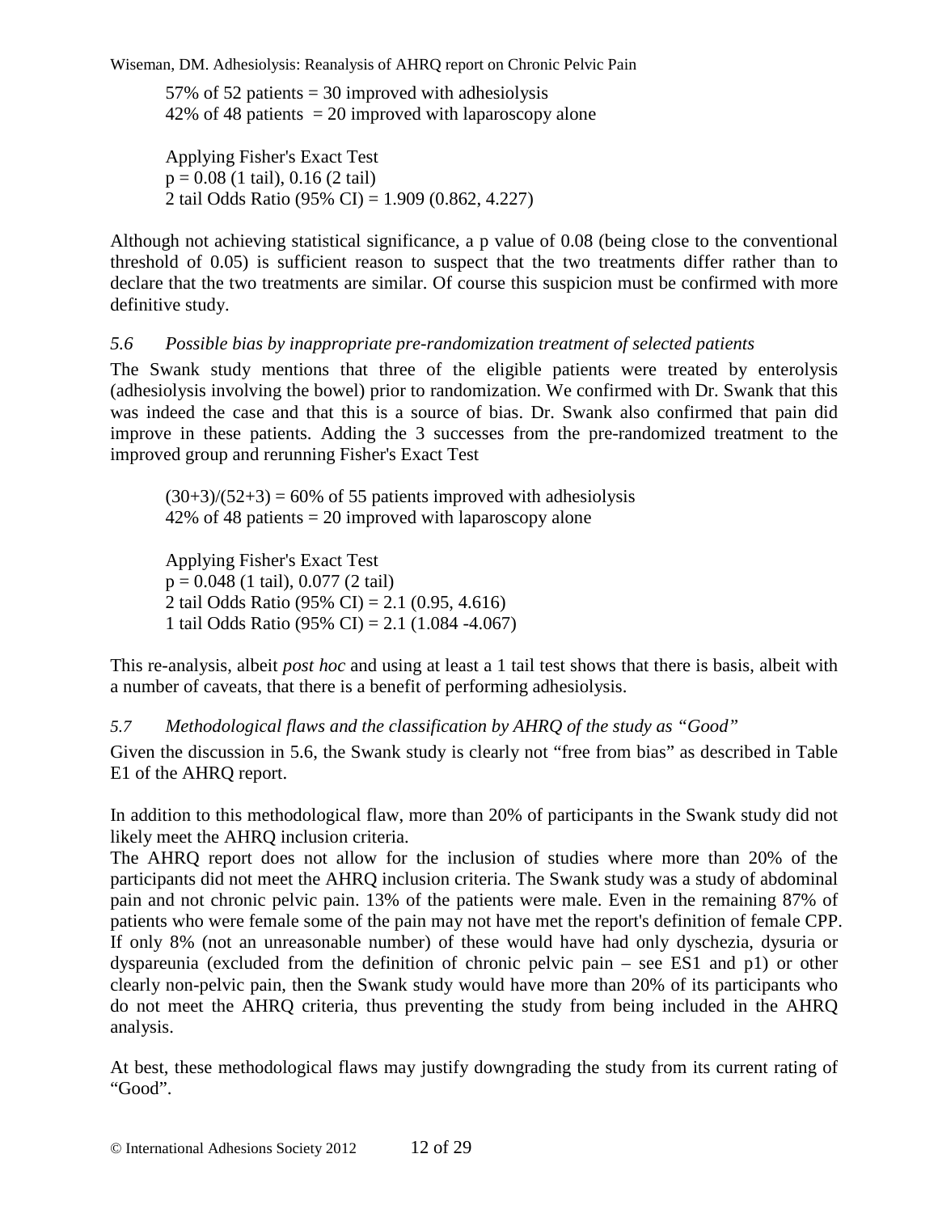57% of 52 patients = 30 improved with adhesiolysis
42% of 48 patients = 20 improved with laparoscopy alone

Applying Fisher's Exact Test
p = 0.08 (1 tail), 0.16 (2 tail)
2 tail Odds Ratio (95% CI) = 1.909 (0.862, 4.227)

Although not achieving statistical significance, a p value of 0.08 (being close to the conventional threshold of 0.05) is sufficient reason to suspect that the two treatments differ rather than to declare that the two treatments are similar. Of course this suspicion must be confirmed with more definitive study.

### *5.6 Possible bias by inappropriate pre-randomization treatment of selected patients*

The Swank study mentions that three of the eligible patients were treated by enterolysis (adhesiolysis involving the bowel) prior to randomization. We confirmed with Dr. Swank that this was indeed the case and that this is a source of bias. Dr. Swank also confirmed that pain did improve in these patients. Adding the 3 successes from the pre-randomized treatment to the improved group and rerunning Fisher's Exact Test

(30+3)/(52+3) = 60% of 55 patients improved with adhesiolysis
42% of 48 patients = 20 improved with laparoscopy alone

Applying Fisher's Exact Test
p = 0.048 (1 tail), 0.077 (2 tail)
2 tail Odds Ratio (95% CI) = 2.1 (0.95, 4.616)
1 tail Odds Ratio (95% CI) = 2.1 (1.084 -4.067)

This re-analysis, albeit *post hoc* and using at least a 1 tail test shows that there is basis, albeit with a number of caveats, that there is a benefit of performing adhesiolysis.

### *5.7 Methodological flaws and the classification by AHRQ of the study as "Good"*

Given the discussion in 5.6, the Swank study is clearly not "free from bias" as described in Table E1 of the AHRQ report.

In addition to this methodological flaw, more than 20% of participants in the Swank study did not likely meet the AHRQ inclusion criteria.
The AHRQ report does not allow for the inclusion of studies where more than 20% of the participants did not meet the AHRQ inclusion criteria. The Swank study was a study of abdominal pain and not chronic pelvic pain. 13% of the patients were male. Even in the remaining 87% of patients who were female some of the pain may not have met the report's definition of female CPP. If only 8% (not an unreasonable number) of these would have had only dyschezia, dysuria or dyspareunia (excluded from the definition of chronic pelvic pain – see ES1 and p1) or other clearly non-pelvic pain, then the Swank study would have more than 20% of its participants who do not meet the AHRQ criteria, thus preventing the study from being included in the AHRQ analysis.

At best, these methodological flaws may justify downgrading the study from its current rating of "Good".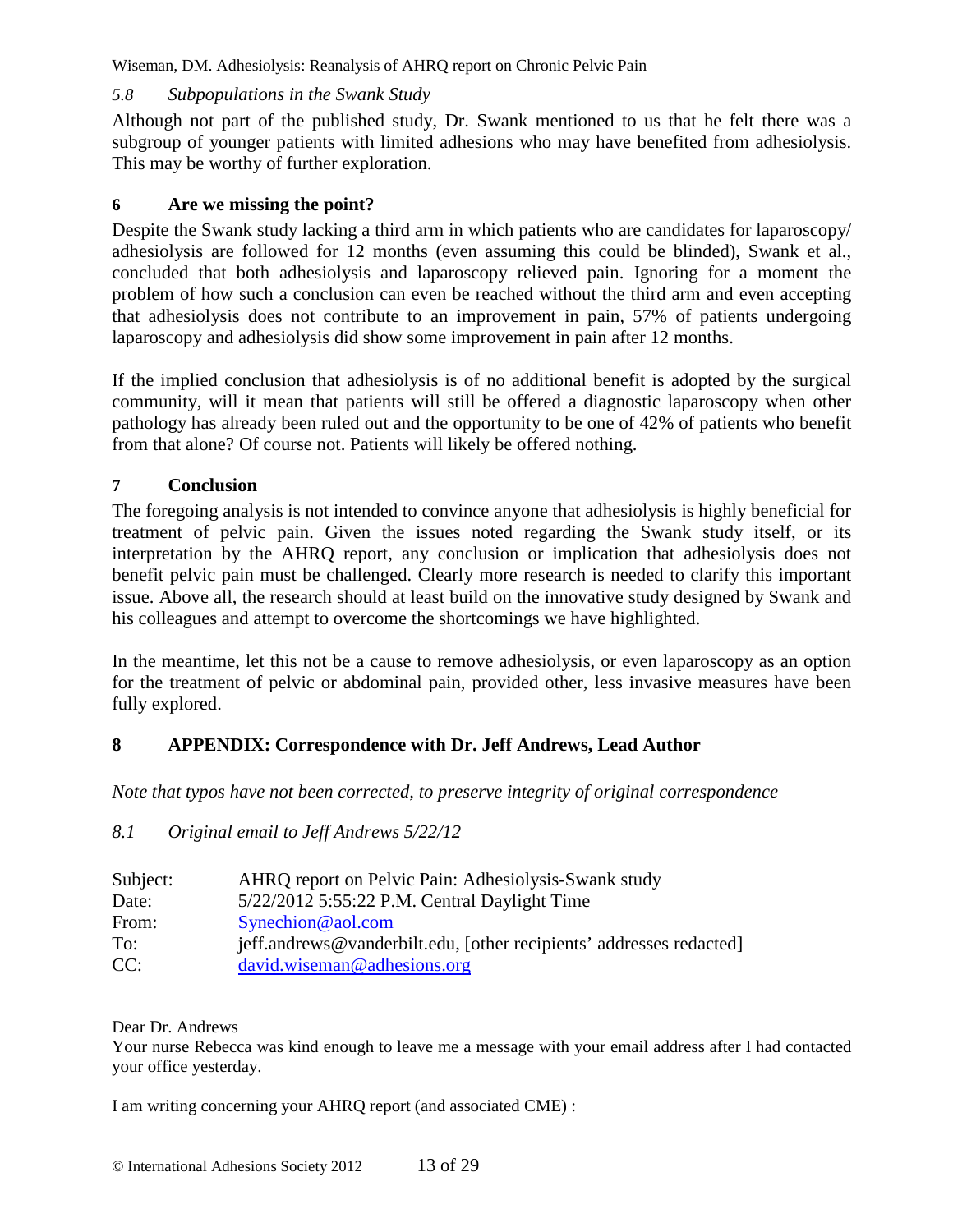### *5.8 Subpopulations in the Swank Study*

Although not part of the published study, Dr. Swank mentioned to us that he felt there was a subgroup of younger patients with limited adhesions who may have benefited from adhesiolysis. This may be worthy of further exploration.

## 6 Are we missing the point?

Despite the Swank study lacking a third arm in which patients who are candidates for laparoscopy/ adhesiolysis are followed for 12 months (even assuming this could be blinded), Swank et al., concluded that both adhesiolysis and laparoscopy relieved pain. Ignoring for a moment the problem of how such a conclusion can even be reached without the third arm and even accepting that adhesiolysis does not contribute to an improvement in pain, 57% of patients undergoing laparoscopy and adhesiolysis did show some improvement in pain after 12 months.

If the implied conclusion that adhesiolysis is of no additional benefit is adopted by the surgical community, will it mean that patients will still be offered a diagnostic laparoscopy when other pathology has already been ruled out and the opportunity to be one of 42% of patients who benefit from that alone? Of course not. Patients will likely be offered nothing.

## 7 Conclusion

The foregoing analysis is not intended to convince anyone that adhesiolysis is highly beneficial for treatment of pelvic pain. Given the issues noted regarding the Swank study itself, or its interpretation by the AHRQ report, any conclusion or implication that adhesiolysis does not benefit pelvic pain must be challenged. Clearly more research is needed to clarify this important issue. Above all, the research should at least build on the innovative study designed by Swank and his colleagues and attempt to overcome the shortcomings we have highlighted.

In the meantime, let this not be a cause to remove adhesiolysis, or even laparoscopy as an option for the treatment of pelvic or abdominal pain, provided other, less invasive measures have been fully explored.

## 8 APPENDIX: Correspondence with Dr. Jeff Andrews, Lead Author

*Note that typos have not been corrected, to preserve integrity of original correspondence*

### *8.1 Original email to Jeff Andrews 5/22/12*

Subject: AHRQ report on Pelvic Pain: Adhesiolysis-Swank study
Date: 5/22/2012 5:55:22 P.M. Central Daylight Time
From: Synechion@aol.com
To: jeff.andrews@vanderbilt.edu, [other recipients' addresses redacted]
CC: david.wiseman@adhesions.org

Dear Dr. Andrews
Your nurse Rebecca was kind enough to leave me a message with your email address after I had contacted your office yesterday.

I am writing concerning your AHRQ report (and associated CME) :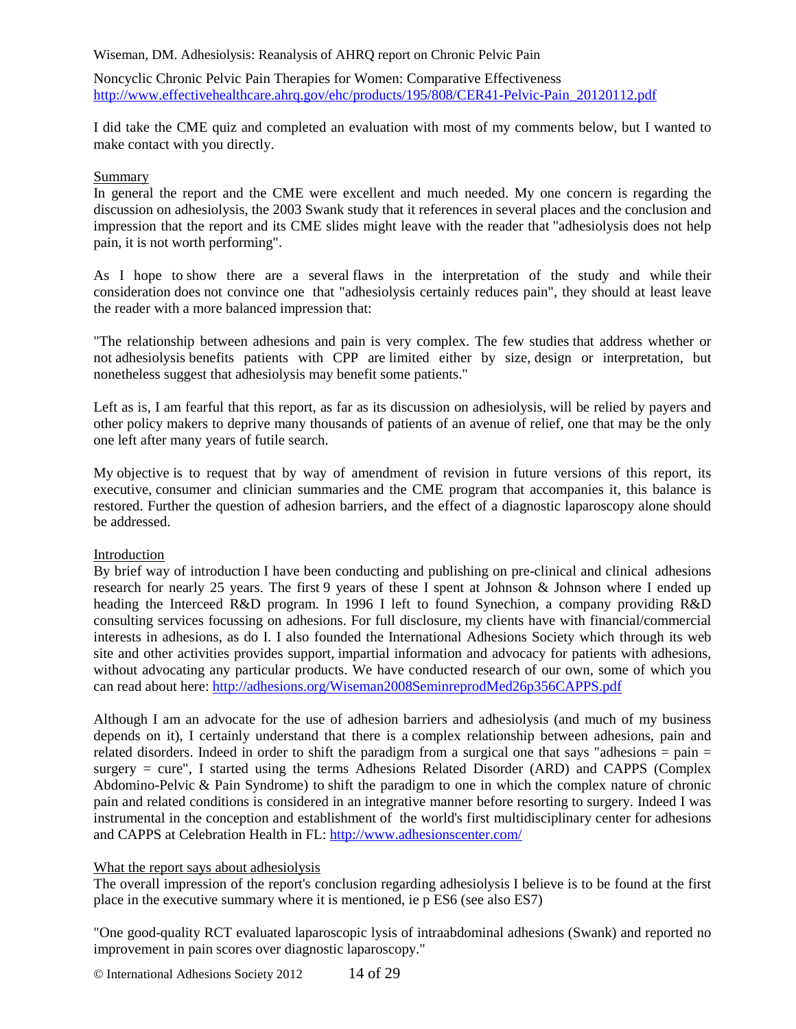Noncyclic Chronic Pelvic Pain Therapies for Women: Comparative Effectiveness
http://www.effectivehealthcare.ahrq.gov/ehc/products/195/808/CER41-Pelvic-Pain_20120112.pdf

I did take the CME quiz and completed an evaluation with most of my comments below, but I wanted to make contact with you directly.

## Summary

In general the report and the CME were excellent and much needed. My one concern is regarding the discussion on adhesiolysis, the 2003 Swank study that it references in several places and the conclusion and impression that the report and its CME slides might leave with the reader that "adhesiolysis does not help pain, it is not worth performing".

As I hope to show there are a several flaws in the interpretation of the study and while their consideration does not convince one that "adhesiolysis certainly reduces pain", they should at least leave the reader with a more balanced impression that:

"The relationship between adhesions and pain is very complex. The few studies that address whether or not adhesiolysis benefits patients with CPP are limited either by size, design or interpretation, but nonetheless suggest that adhesiolysis may benefit some patients."

Left as is, I am fearful that this report, as far as its discussion on adhesiolysis, will be relied by payers and other policy makers to deprive many thousands of patients of an avenue of relief, one that may be the only one left after many years of futile search.

My objective is to request that by way of amendment of revision in future versions of this report, its executive, consumer and clinician summaries and the CME program that accompanies it, this balance is restored. Further the question of adhesion barriers, and the effect of a diagnostic laparoscopy alone should be addressed.

## Introduction

By brief way of introduction I have been conducting and publishing on pre-clinical and clinical adhesions research for nearly 25 years. The first 9 years of these I spent at Johnson & Johnson where I ended up heading the Interceed R&D program. In 1996 I left to found Synechion, a company providing R&D consulting services focussing on adhesions. For full disclosure, my clients have with financial/commercial interests in adhesions, as do I. I also founded the International Adhesions Society which through its web site and other activities provides support, impartial information and advocacy for patients with adhesions, without advocating any particular products. We have conducted research of our own, some of which you can read about here: http://adhesions.org/Wiseman2008SeminreprodMed26p356CAPPS.pdf

Although I am an advocate for the use of adhesion barriers and adhesiolysis (and much of my business depends on it), I certainly understand that there is a complex relationship between adhesions, pain and related disorders. Indeed in order to shift the paradigm from a surgical one that says "adhesions = pain = surgery = cure", I started using the terms Adhesions Related Disorder (ARD) and CAPPS (Complex Abdomino-Pelvic & Pain Syndrome) to shift the paradigm to one in which the complex nature of chronic pain and related conditions is considered in an integrative manner before resorting to surgery. Indeed I was instrumental in the conception and establishment of the world's first multidisciplinary center for adhesions and CAPPS at Celebration Health in FL: http://www.adhesionscenter.com/

## What the report says about adhesiolysis

The overall impression of the report's conclusion regarding adhesiolysis I believe is to be found at the first place in the executive summary where it is mentioned, ie p ES6 (see also ES7)

"One good-quality RCT evaluated laparoscopic lysis of intraabdominal adhesions (Swank) and reported no improvement in pain scores over diagnostic laparoscopy."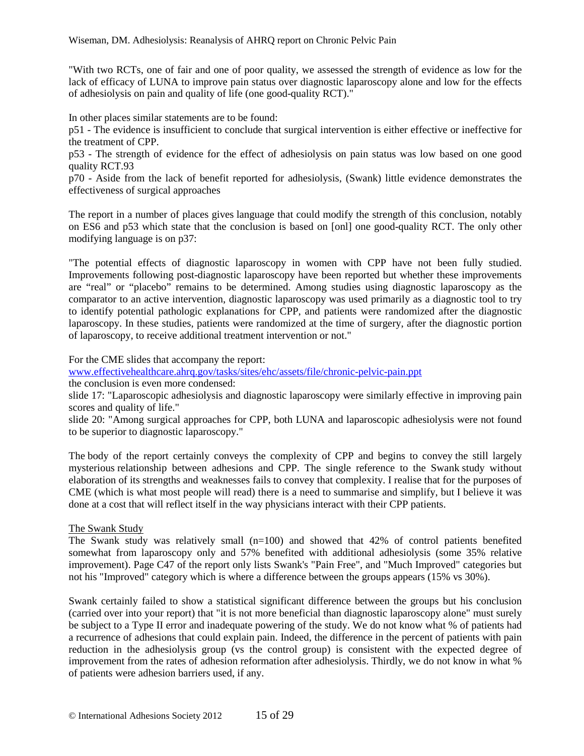"With two RCTs, one of fair and one of poor quality, we assessed the strength of evidence as low for the lack of efficacy of LUNA to improve pain status over diagnostic laparoscopy alone and low for the effects of adhesiolysis on pain and quality of life (one good-quality RCT)."

In other places similar statements are to be found:

p51 - The evidence is insufficient to conclude that surgical intervention is either effective or ineffective for the treatment of CPP.

p53 - The strength of evidence for the effect of adhesiolysis on pain status was low based on one good quality RCT.93

p70 - Aside from the lack of benefit reported for adhesiolysis, (Swank) little evidence demonstrates the effectiveness of surgical approaches

The report in a number of places gives language that could modify the strength of this conclusion, notably on ES6 and p53 which state that the conclusion is based on [onl] one good-quality RCT. The only other modifying language is on p37:

"The potential effects of diagnostic laparoscopy in women with CPP have not been fully studied. Improvements following post-diagnostic laparoscopy have been reported but whether these improvements are "real" or "placebo" remains to be determined. Among studies using diagnostic laparoscopy as the comparator to an active intervention, diagnostic laparoscopy was used primarily as a diagnostic tool to try to identify potential pathologic explanations for CPP, and patients were randomized after the diagnostic laparoscopy. In these studies, patients were randomized at the time of surgery, after the diagnostic portion of laparoscopy, to receive additional treatment intervention or not."

For the CME slides that accompany the report:
www.effectivehealthcare.ahrq.gov/tasks/sites/ehc/assets/file/chronic-pelvic-pain.ppt
the conclusion is even more condensed:

slide 17: "Laparoscopic adhesiolysis and diagnostic laparoscopy were similarly effective in improving pain scores and quality of life."

slide 20: "Among surgical approaches for CPP, both LUNA and laparoscopic adhesiolysis were not found to be superior to diagnostic laparoscopy."

The body of the report certainly conveys the complexity of CPP and begins to convey the still largely mysterious relationship between adhesions and CPP. The single reference to the Swank study without elaboration of its strengths and weaknesses fails to convey that complexity. I realise that for the purposes of CME (which is what most people will read) there is a need to summarise and simplify, but I believe it was done at a cost that will reflect itself in the way physicians interact with their CPP patients.

## The Swank Study

The Swank study was relatively small (n=100) and showed that 42% of control patients benefited somewhat from laparoscopy only and 57% benefited with additional adhesiolysis (some 35% relative improvement). Page C47 of the report only lists Swank's "Pain Free", and "Much Improved" categories but not his "Improved" category which is where a difference between the groups appears (15% vs 30%).

Swank certainly failed to show a statistical significant difference between the groups but his conclusion (carried over into your report) that "it is not more beneficial than diagnostic laparoscopy alone" must surely be subject to a Type II error and inadequate powering of the study. We do not know what % of patients had a recurrence of adhesions that could explain pain. Indeed, the difference in the percent of patients with pain reduction in the adhesiolysis group (vs the control group) is consistent with the expected degree of improvement from the rates of adhesion reformation after adhesiolysis. Thirdly, we do not know in what % of patients were adhesion barriers used, if any.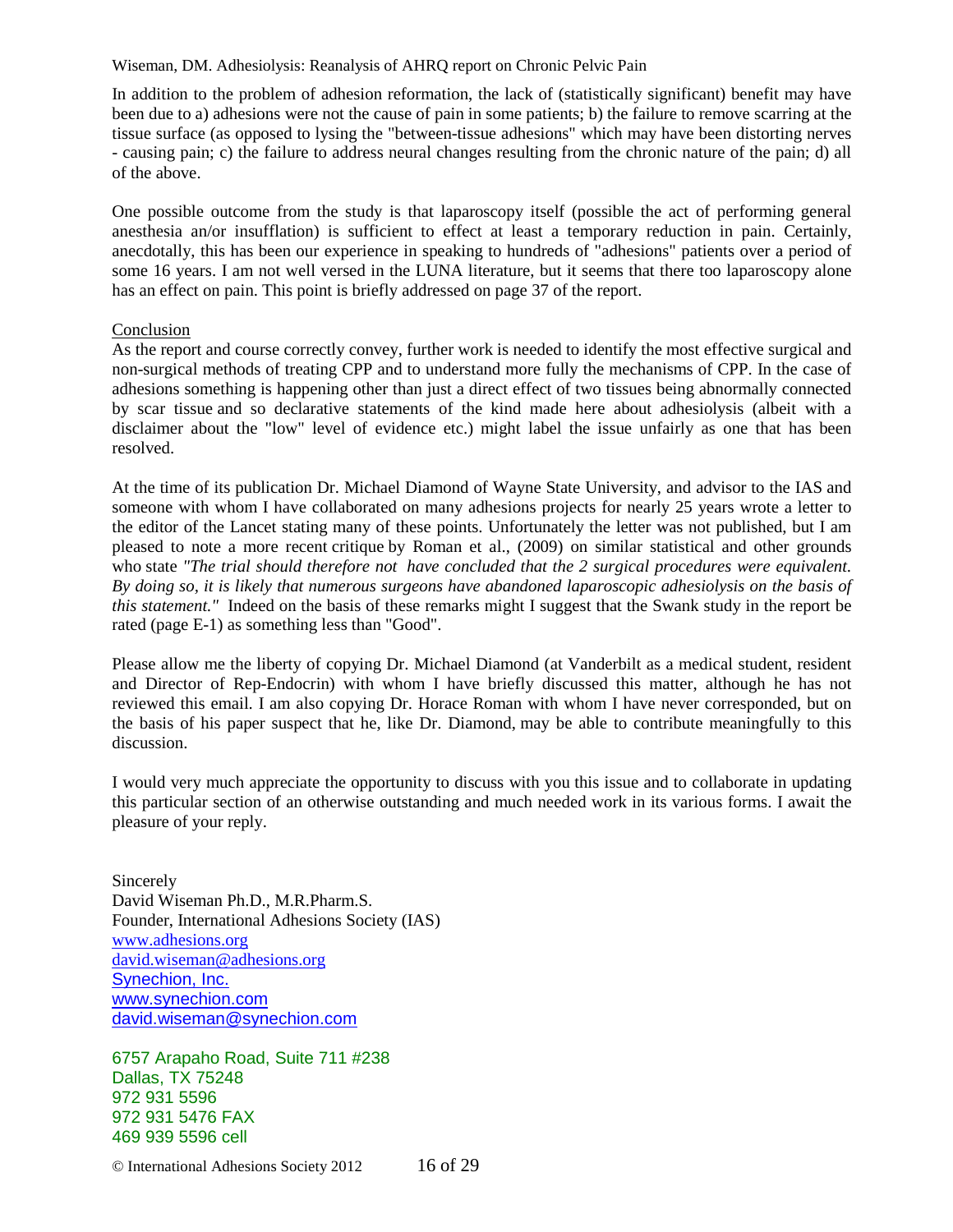In addition to the problem of adhesion reformation, the lack of (statistically significant) benefit may have been due to a) adhesions were not the cause of pain in some patients; b) the failure to remove scarring at the tissue surface (as opposed to lysing the "between-tissue adhesions" which may have been distorting nerves - causing pain; c) the failure to address neural changes resulting from the chronic nature of the pain; d) all of the above.

One possible outcome from the study is that laparoscopy itself (possible the act of performing general anesthesia an/or insufflation) is sufficient to effect at least a temporary reduction in pain. Certainly, anecdotally, this has been our experience in speaking to hundreds of "adhesions" patients over a period of some 16 years. I am not well versed in the LUNA literature, but it seems that there too laparoscopy alone has an effect on pain. This point is briefly addressed on page 37 of the report.

Conclusion

As the report and course correctly convey, further work is needed to identify the most effective surgical and non-surgical methods of treating CPP and to understand more fully the mechanisms of CPP. In the case of adhesions something is happening other than just a direct effect of two tissues being abnormally connected by scar tissue and so declarative statements of the kind made here about adhesiolysis (albeit with a disclaimer about the "low" level of evidence etc.) might label the issue unfairly as one that has been resolved.

At the time of its publication Dr. Michael Diamond of Wayne State University, and advisor to the IAS and someone with whom I have collaborated on many adhesions projects for nearly 25 years wrote a letter to the editor of the Lancet stating many of these points. Unfortunately the letter was not published, but I am pleased to note a more recent critique by Roman et al., (2009) on similar statistical and other grounds who state *"The trial should therefore not have concluded that the 2 surgical procedures were equivalent. By doing so, it is likely that numerous surgeons have abandoned laparoscopic adhesiolysis on the basis of this statement."* Indeed on the basis of these remarks might I suggest that the Swank study in the report be rated (page E-1) as something less than "Good".

Please allow me the liberty of copying Dr. Michael Diamond (at Vanderbilt as a medical student, resident and Director of Rep-Endocrin) with whom I have briefly discussed this matter, although he has not reviewed this email. I am also copying Dr. Horace Roman with whom I have never corresponded, but on the basis of his paper suspect that he, like Dr. Diamond, may be able to contribute meaningfully to this discussion.

I would very much appreciate the opportunity to discuss with you this issue and to collaborate in updating this particular section of an otherwise outstanding and much needed work in its various forms. I await the pleasure of your reply.

Sincerely
David Wiseman Ph.D., M.R.Pharm.S.
Founder, International Adhesions Society (IAS)
www.adhesions.org
david.wiseman@adhesions.org
Synechion, Inc.
www.synechion.com
david.wiseman@synechion.com

6757 Arapaho Road, Suite 711 #238
Dallas, TX 75248
972 931 5596
972 931 5476 FAX
469 939 5596 cell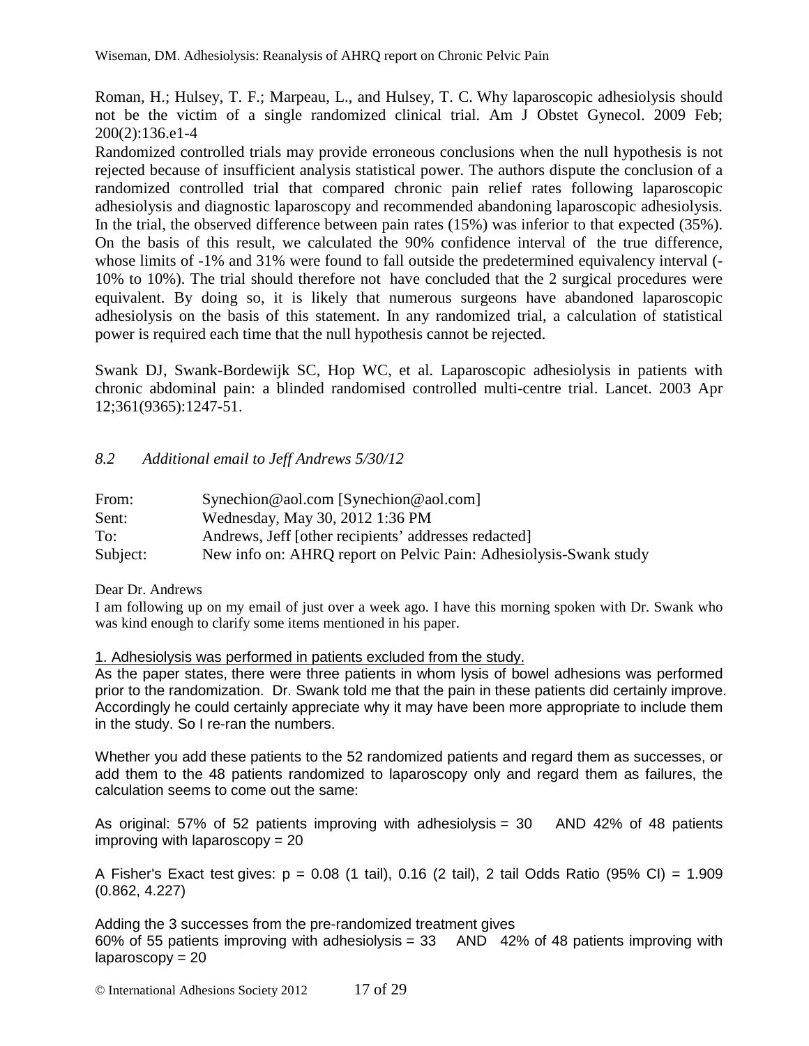Roman, H.; Hulsey, T. F.; Marpeau, L., and Hulsey, T. C. Why laparoscopic adhesiolysis should not be the victim of a single randomized clinical trial. Am J Obstet Gynecol. 2009 Feb; 200(2):136.e1-4

Randomized controlled trials may provide erroneous conclusions when the null hypothesis is not rejected because of insufficient analysis statistical power. The authors dispute the conclusion of a randomized controlled trial that compared chronic pain relief rates following laparoscopic adhesiolysis and diagnostic laparoscopy and recommended abandoning laparoscopic adhesiolysis. In the trial, the observed difference between pain rates (15%) was inferior to that expected (35%). On the basis of this result, we calculated the 90% confidence interval of the true difference, whose limits of -1% and 31% were found to fall outside the predetermined equivalency interval (-10% to 10%). The trial should therefore not have concluded that the 2 surgical procedures were equivalent. By doing so, it is likely that numerous surgeons have abandoned laparoscopic adhesiolysis on the basis of this statement. In any randomized trial, a calculation of statistical power is required each time that the null hypothesis cannot be rejected.

Swank DJ, Swank-Bordewijk SC, Hop WC, et al. Laparoscopic adhesiolysis in patients with chronic abdominal pain: a blinded randomised controlled multi-centre trial. Lancet. 2003 Apr 12;361(9365):1247-51.

## *8.2 Additional email to Jeff Andrews 5/30/12*

| | |
|---|---|
| From: | Synechion@aol.com [Synechion@aol.com] |
| Sent: | Wednesday, May 30, 2012 1:36 PM |
| To: | Andrews, Jeff [other recipients' addresses redacted] |
| Subject: | New info on: AHRQ report on Pelvic Pain: Adhesiolysis-Swank study |

Dear Dr. Andrews

I am following up on my email of just over a week ago. I have this morning spoken with Dr. Swank who was kind enough to clarify some items mentioned in his paper.

1. Adhesiolysis was performed in patients excluded from the study.

As the paper states, there were three patients in whom lysis of bowel adhesions was performed prior to the randomization. Dr. Swank told me that the pain in these patients did certainly improve. Accordingly he could certainly appreciate why it may have been more appropriate to include them in the study. So I re-ran the numbers.

Whether you add these patients to the 52 randomized patients and regard them as successes, or add them to the 48 patients randomized to laparoscopy only and regard them as failures, the calculation seems to come out the same:

As original: 57% of 52 patients improving with adhesiolysis = 30 AND 42% of 48 patients improving with laparoscopy = 20

A Fisher's Exact test gives: p = 0.08 (1 tail), 0.16 (2 tail), 2 tail Odds Ratio (95% CI) = 1.909 (0.862, 4.227)

Adding the 3 successes from the pre-randomized treatment gives
60% of 55 patients improving with adhesiolysis = 33 AND 42% of 48 patients improving with laparoscopy = 20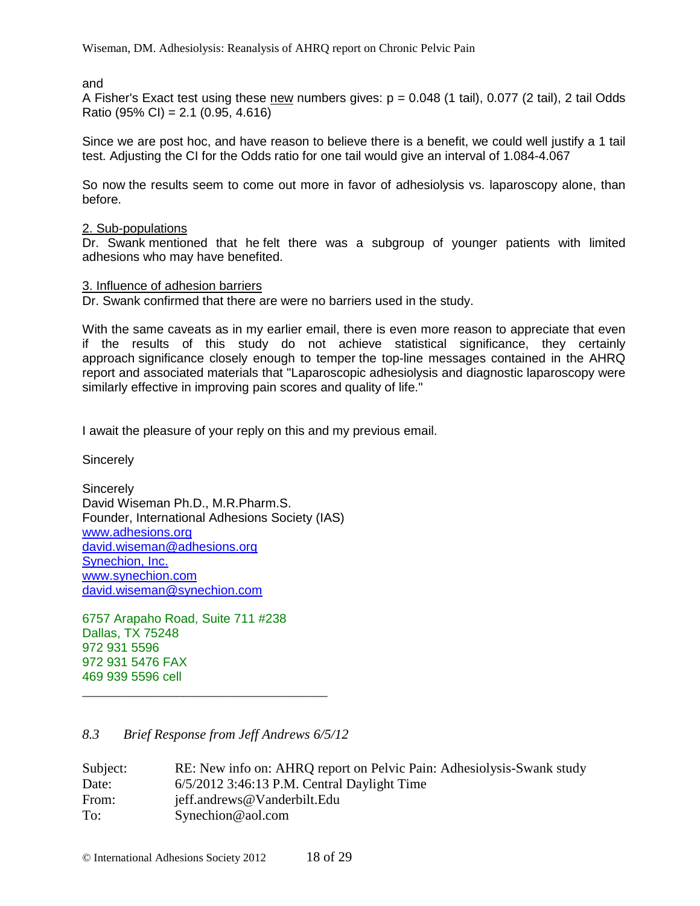and

A Fisher's Exact test using these new numbers gives: $p = 0.048$ (1 tail), 0.077 (2 tail), 2 tail Odds Ratio (95% CI) = 2.1 (0.95, 4.616)

Since we are post hoc, and have reason to believe there is a benefit, we could well justify a 1 tail test. Adjusting the CI for the Odds ratio for one tail would give an interval of 1.084-4.067

So now the results seem to come out more in favor of adhesiolysis vs. laparoscopy alone, than before.

2. Sub-populations

Dr. Swank mentioned that he felt there was a subgroup of younger patients with limited adhesions who may have benefited.

3. Influence of adhesion barriers

Dr. Swank confirmed that there are were no barriers used in the study.

With the same caveats as in my earlier email, there is even more reason to appreciate that even if the results of this study do not achieve statistical significance, they certainly approach significance closely enough to temper the top-line messages contained in the AHRQ report and associated materials that "Laparoscopic adhesiolysis and diagnostic laparoscopy were similarly effective in improving pain scores and quality of life."

I await the pleasure of your reply on this and my previous email.

Sincerely

Sincerely
David Wiseman Ph.D., M.R.Pharm.S.
Founder, International Adhesions Society (IAS)
www.adhesions.org
david.wiseman@adhesions.org
Synechion, Inc.
www.synechion.com
david.wiseman@synechion.com

6757 Arapaho Road, Suite 711 #238
Dallas, TX 75248
972 931 5596
972 931 5476 FAX
469 939 5596 cell

---

### *8.3 Brief Response from Jeff Andrews 6/5/12*

| | |
|---|---|
| Subject: | RE: New info on: AHRQ report on Pelvic Pain: Adhesiolysis-Swank study |
| Date: | 6/5/2012 3:46:13 P.M. Central Daylight Time |
| From: | jeff.andrews@Vanderbilt.Edu |
| To: | Synechion@aol.com |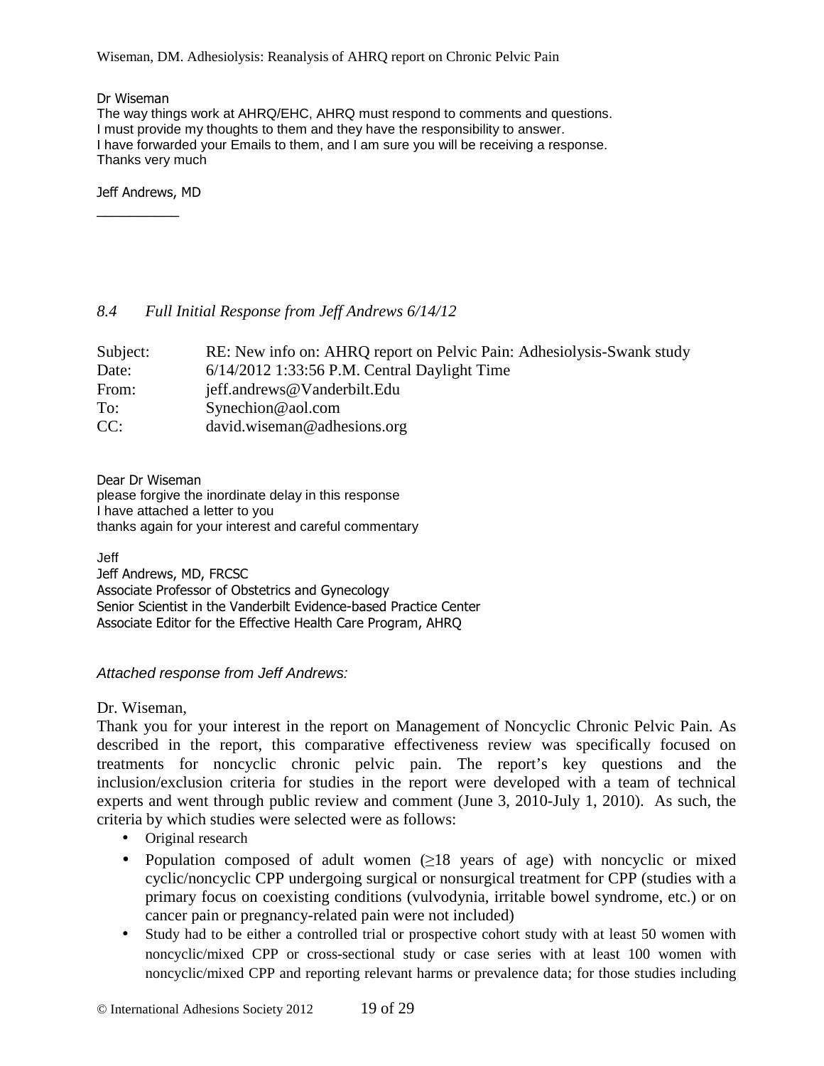Dr Wiseman
The way things work at AHRQ/EHC, AHRQ must respond to comments and questions.
I must provide my thoughts to them and they have the responsibility to answer.
I have forwarded your Emails to them, and I am sure you will be receiving a response.
Thanks very much

Jeff Andrews, MD

___________

## *8.4 Full Initial Response from Jeff Andrews 6/14/12*

| | |
|---|---|
| Subject: | RE: New info on: AHRQ report on Pelvic Pain: Adhesiolysis-Swank study |
| Date: | 6/14/2012 1:33:56 P.M. Central Daylight Time |
| From: | jeff.andrews@Vanderbilt.Edu |
| To: | Synechion@aol.com |
| CC: | david.wiseman@adhesions.org |

Dear Dr Wiseman
please forgive the inordinate delay in this response
I have attached a letter to you
thanks again for your interest and careful commentary

Jeff
Jeff Andrews, MD, FRCSC
Associate Professor of Obstetrics and Gynecology
Senior Scientist in the Vanderbilt Evidence-based Practice Center
Associate Editor for the Effective Health Care Program, AHRQ

*Attached response from Jeff Andrews:*

Dr. Wiseman,
Thank you for your interest in the report on Management of Noncyclic Chronic Pelvic Pain. As described in the report, this comparative effectiveness review was specifically focused on treatments for noncyclic chronic pelvic pain. The report's key questions and the inclusion/exclusion criteria for studies in the report were developed with a team of technical experts and went through public review and comment (June 3, 2010-July 1, 2010). As such, the criteria by which studies were selected were as follows:

- Original research
- Population composed of adult women (≥18 years of age) with noncyclic or mixed cyclic/noncyclic CPP undergoing surgical or nonsurgical treatment for CPP (studies with a primary focus on coexisting conditions (vulvodynia, irritable bowel syndrome, etc.) or on cancer pain or pregnancy-related pain were not included)
- Study had to be either a controlled trial or prospective cohort study with at least 50 women with noncyclic/mixed CPP or cross-sectional study or case series with at least 100 women with noncyclic/mixed CPP and reporting relevant harms or prevalence data; for those studies including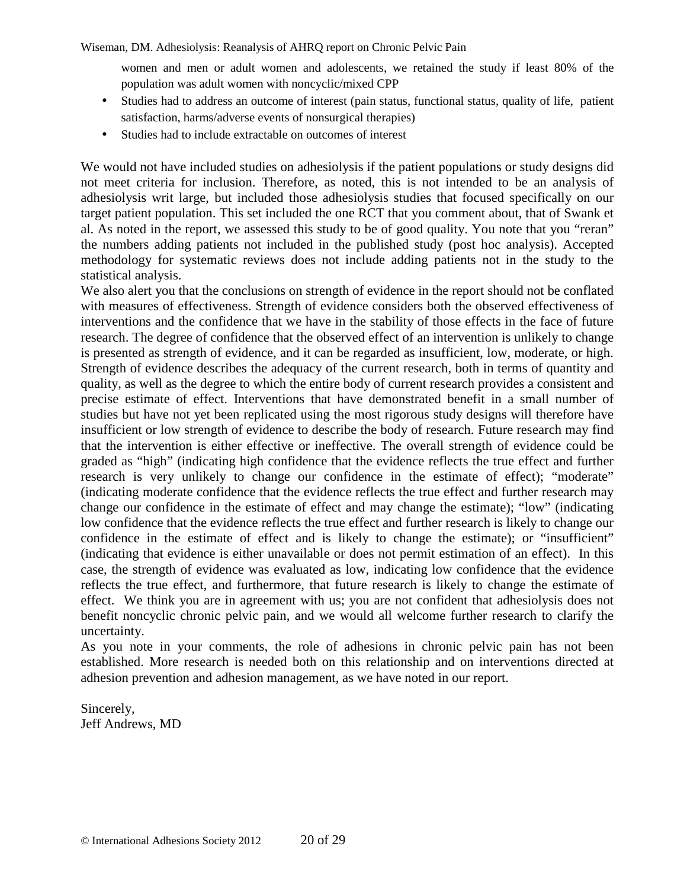women and men or adult women and adolescents, we retained the study if least 80% of the population was adult women with noncyclic/mixed CPP

- Studies had to address an outcome of interest (pain status, functional status, quality of life, patient satisfaction, harms/adverse events of nonsurgical therapies)
- Studies had to include extractable on outcomes of interest

We would not have included studies on adhesiolysis if the patient populations or study designs did not meet criteria for inclusion. Therefore, as noted, this is not intended to be an analysis of adhesiolysis writ large, but included those adhesiolysis studies that focused specifically on our target patient population. This set included the one RCT that you comment about, that of Swank et al. As noted in the report, we assessed this study to be of good quality. You note that you "reran" the numbers adding patients not included in the published study (post hoc analysis). Accepted methodology for systematic reviews does not include adding patients not in the study to the statistical analysis.

We also alert you that the conclusions on strength of evidence in the report should not be conflated with measures of effectiveness. Strength of evidence considers both the observed effectiveness of interventions and the confidence that we have in the stability of those effects in the face of future research. The degree of confidence that the observed effect of an intervention is unlikely to change is presented as strength of evidence, and it can be regarded as insufficient, low, moderate, or high. Strength of evidence describes the adequacy of the current research, both in terms of quantity and quality, as well as the degree to which the entire body of current research provides a consistent and precise estimate of effect. Interventions that have demonstrated benefit in a small number of studies but have not yet been replicated using the most rigorous study designs will therefore have insufficient or low strength of evidence to describe the body of research. Future research may find that the intervention is either effective or ineffective. The overall strength of evidence could be graded as "high" (indicating high confidence that the evidence reflects the true effect and further research is very unlikely to change our confidence in the estimate of effect); "moderate" (indicating moderate confidence that the evidence reflects the true effect and further research may change our confidence in the estimate of effect and may change the estimate); "low" (indicating low confidence that the evidence reflects the true effect and further research is likely to change our confidence in the estimate of effect and is likely to change the estimate); or "insufficient" (indicating that evidence is either unavailable or does not permit estimation of an effect). In this case, the strength of evidence was evaluated as low, indicating low confidence that the evidence reflects the true effect, and furthermore, that future research is likely to change the estimate of effect. We think you are in agreement with us; you are not confident that adhesiolysis does not benefit noncyclic chronic pelvic pain, and we would all welcome further research to clarify the uncertainty.

As you note in your comments, the role of adhesions in chronic pelvic pain has not been established. More research is needed both on this relationship and on interventions directed at adhesion prevention and adhesion management, as we have noted in our report.

Sincerely,
Jeff Andrews, MD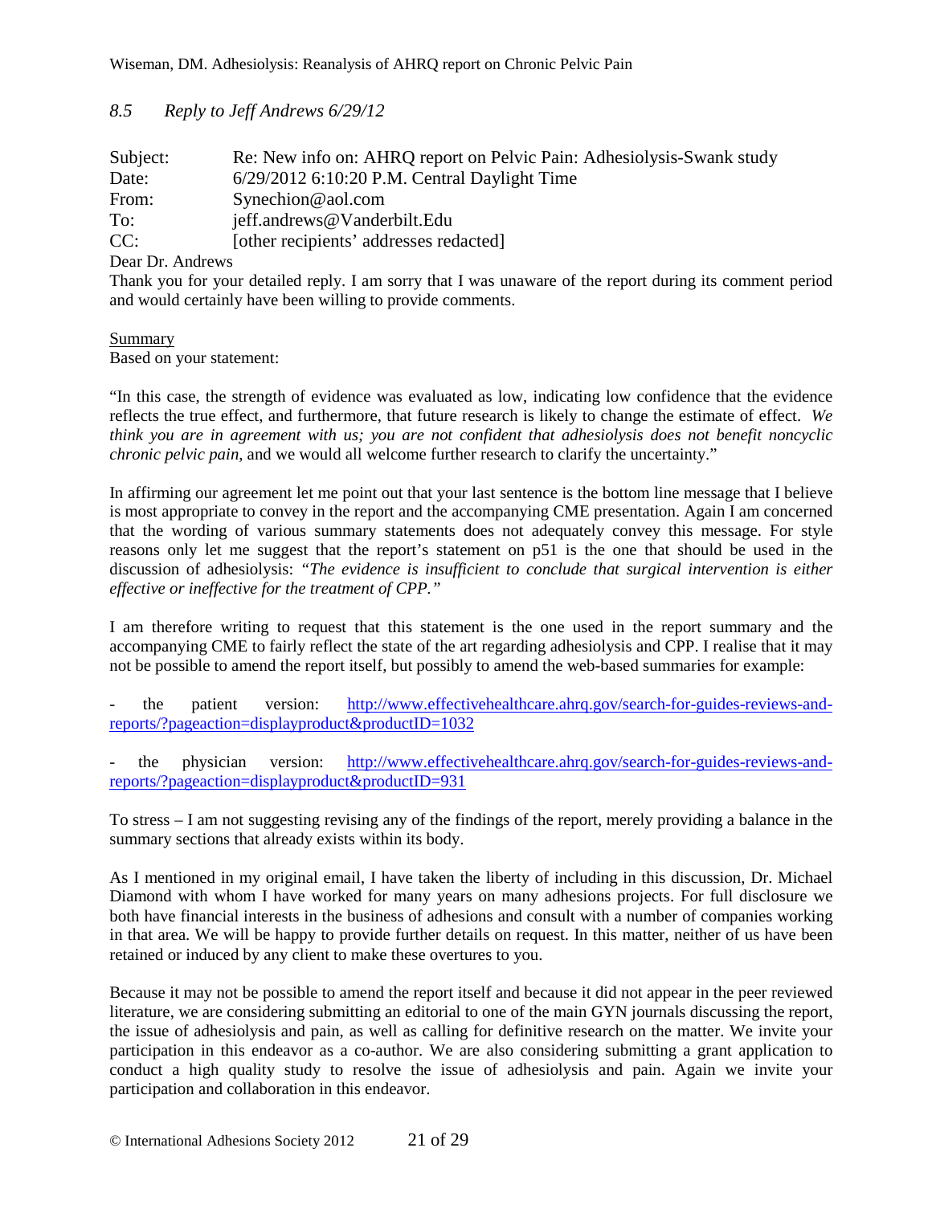## *8.5 Reply to Jeff Andrews 6/29/12*

| | |
|---|---|
| Subject: | Re: New info on: AHRQ report on Pelvic Pain: Adhesiolysis-Swank study |
| Date: | 6/29/2012 6:10:20 P.M. Central Daylight Time |
| From: | Synechion@aol.com |
| To: | jeff.andrews@Vanderbilt.Edu |
| CC: | [other recipients' addresses redacted] |

Dear Dr. Andrews

Thank you for your detailed reply. I am sorry that I was unaware of the report during its comment period and would certainly have been willing to provide comments.

<u>Summary</u>

Based on your statement:

"In this case, the strength of evidence was evaluated as low, indicating low confidence that the evidence reflects the true effect, and furthermore, that future research is likely to change the estimate of effect. *We think you are in agreement with us; you are not confident that adhesiolysis does not benefit noncyclic chronic pelvic pain*, and we would all welcome further research to clarify the uncertainty."

In affirming our agreement let me point out that your last sentence is the bottom line message that I believe is most appropriate to convey in the report and the accompanying CME presentation. Again I am concerned that the wording of various summary statements does not adequately convey this message. For style reasons only let me suggest that the report's statement on p51 is the one that should be used in the discussion of adhesiolysis: *"The evidence is insufficient to conclude that surgical intervention is either effective or ineffective for the treatment of CPP."*

I am therefore writing to request that this statement is the one used in the report summary and the accompanying CME to fairly reflect the state of the art regarding adhesiolysis and CPP. I realise that it may not be possible to amend the report itself, but possibly to amend the web-based summaries for example:

- the patient version: http://www.effectivehealthcare.ahrq.gov/search-for-guides-reviews-and-reports/?pageaction=displayproduct&productID=1032

- the physician version: http://www.effectivehealthcare.ahrq.gov/search-for-guides-reviews-and-reports/?pageaction=displayproduct&productID=931

To stress – I am not suggesting revising any of the findings of the report, merely providing a balance in the summary sections that already exists within its body.

As I mentioned in my original email, I have taken the liberty of including in this discussion, Dr. Michael Diamond with whom I have worked for many years on many adhesions projects. For full disclosure we both have financial interests in the business of adhesions and consult with a number of companies working in that area. We will be happy to provide further details on request. In this matter, neither of us have been retained or induced by any client to make these overtures to you.

Because it may not be possible to amend the report itself and because it did not appear in the peer reviewed literature, we are considering submitting an editorial to one of the main GYN journals discussing the report, the issue of adhesiolysis and pain, as well as calling for definitive research on the matter. We invite your participation in this endeavor as a co-author. We are also considering submitting a grant application to conduct a high quality study to resolve the issue of adhesiolysis and pain. Again we invite your participation and collaboration in this endeavor.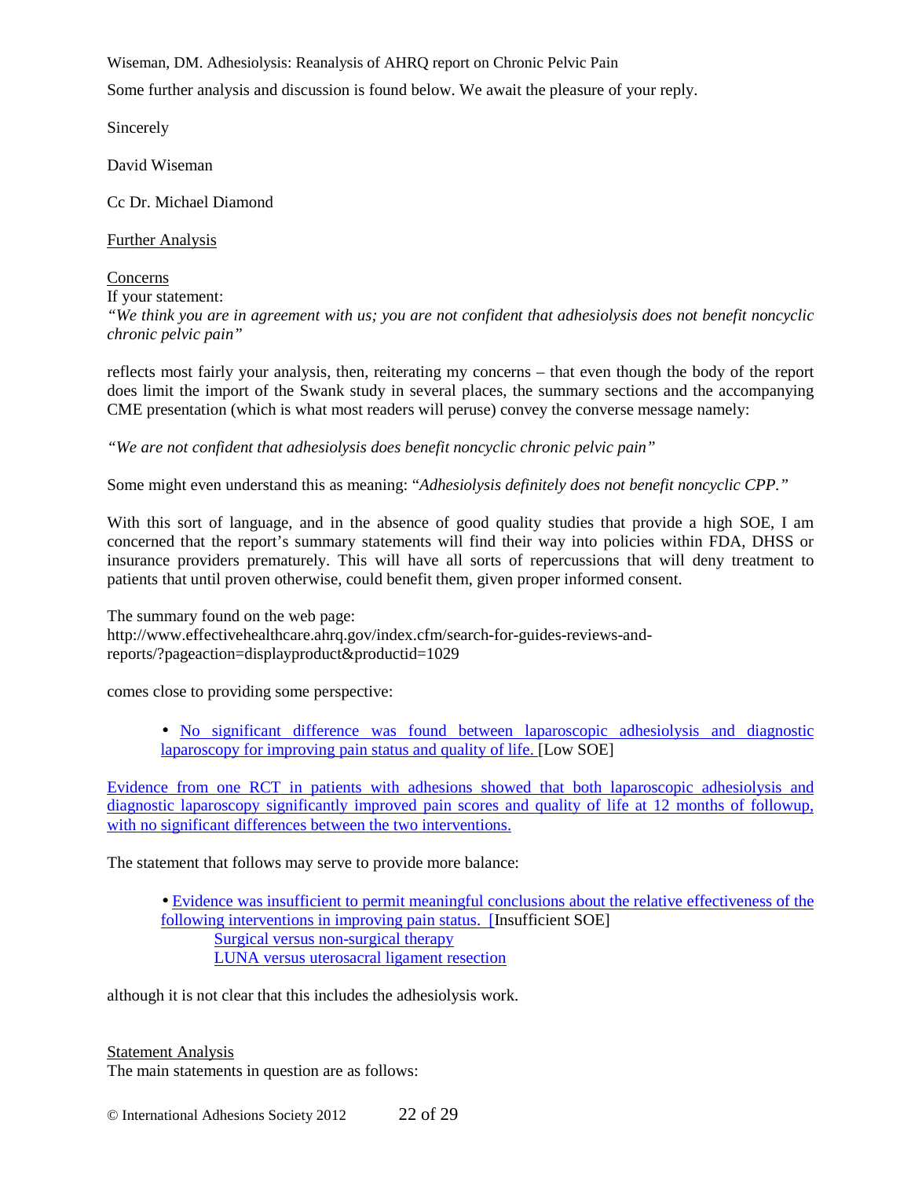Some further analysis and discussion is found below. We await the pleasure of your reply.

Sincerely

David Wiseman

Cc Dr. Michael Diamond

Further Analysis

Concerns

If your statement:

*"We think you are in agreement with us; you are not confident that adhesiolysis does not benefit noncyclic chronic pelvic pain"*

reflects most fairly your analysis, then, reiterating my concerns – that even though the body of the report does limit the import of the Swank study in several places, the summary sections and the accompanying CME presentation (which is what most readers will peruse) convey the converse message namely:

*"We are not confident that adhesiolysis does benefit noncyclic chronic pelvic pain"*

Some might even understand this as meaning: "*Adhesiolysis definitely does not benefit noncyclic CPP."*

With this sort of language, and in the absence of good quality studies that provide a high SOE, I am concerned that the report's summary statements will find their way into policies within FDA, DHSS or insurance providers prematurely. This will have all sorts of repercussions that will deny treatment to patients that until proven otherwise, could benefit them, given proper informed consent.

The summary found on the web page:
http://www.effectivehealthcare.ahrq.gov/index.cfm/search-for-guides-reviews-and-reports/?pageaction=displayproduct&productid=1029

comes close to providing some perspective:

> • No significant difference was found between laparoscopic adhesiolysis and diagnostic laparoscopy for improving pain status and quality of life. [Low SOE]

Evidence from one RCT in patients with adhesions showed that both laparoscopic adhesiolysis and diagnostic laparoscopy significantly improved pain scores and quality of life at 12 months of followup, with no significant differences between the two interventions.

The statement that follows may serve to provide more balance:

> • Evidence was insufficient to permit meaningful conclusions about the relative effectiveness of the following interventions in improving pain status. [Insufficient SOE]
>
> Surgical versus non-surgical therapy
> LUNA versus uterosacral ligament resection

although it is not clear that this includes the adhesiolysis work.

Statement Analysis

The main statements in question are as follows: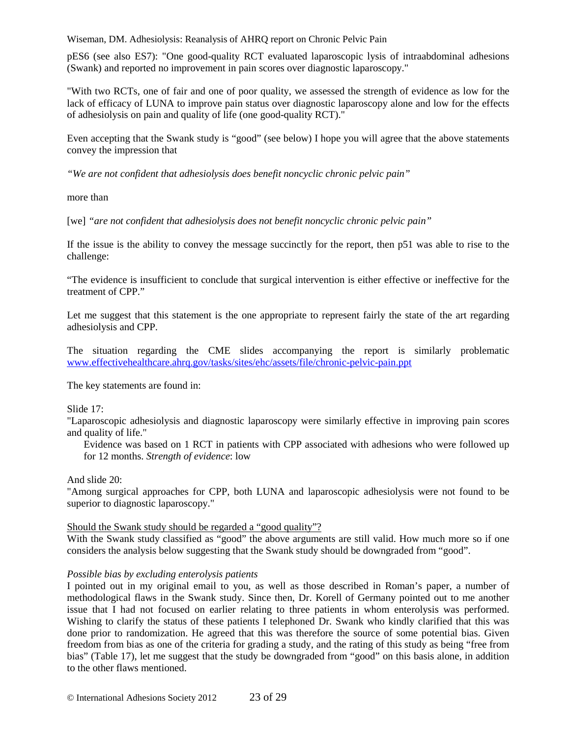pES6 (see also ES7): "One good-quality RCT evaluated laparoscopic lysis of intraabdominal adhesions (Swank) and reported no improvement in pain scores over diagnostic laparoscopy."

"With two RCTs, one of fair and one of poor quality, we assessed the strength of evidence as low for the lack of efficacy of LUNA to improve pain status over diagnostic laparoscopy alone and low for the effects of adhesiolysis on pain and quality of life (one good-quality RCT)."

Even accepting that the Swank study is "good" (see below) I hope you will agree that the above statements convey the impression that

*"We are not confident that adhesiolysis does benefit noncyclic chronic pelvic pain"*

more than

[we] *"are not confident that adhesiolysis does not benefit noncyclic chronic pelvic pain"*

If the issue is the ability to convey the message succinctly for the report, then p51 was able to rise to the challenge:

"The evidence is insufficient to conclude that surgical intervention is either effective or ineffective for the treatment of CPP."

Let me suggest that this statement is the one appropriate to represent fairly the state of the art regarding adhesiolysis and CPP.

The situation regarding the CME slides accompanying the report is similarly problematic [www.effectivehealthcare.ahrq.gov/tasks/sites/ehc/assets/file/chronic-pelvic-pain.ppt](www.effectivehealthcare.ahrq.gov/tasks/sites/ehc/assets/file/chronic-pelvic-pain.ppt)

The key statements are found in:

Slide 17:
"Laparoscopic adhesiolysis and diagnostic laparoscopy were similarly effective in improving pain scores and quality of life."

> Evidence was based on 1 RCT in patients with CPP associated with adhesions who were followed up for 12 months. *Strength of evidence*: low

And slide 20:
"Among surgical approaches for CPP, both LUNA and laparoscopic adhesiolysis were not found to be superior to diagnostic laparoscopy."

<u>Should the Swank study should be regarded a "good quality"?</u>
With the Swank study classified as "good" the above arguments are still valid. How much more so if one considers the analysis below suggesting that the Swank study should be downgraded from "good".

*Possible bias by excluding enterolysis patients*
I pointed out in my original email to you, as well as those described in Roman's paper, a number of methodological flaws in the Swank study. Since then, Dr. Korell of Germany pointed out to me another issue that I had not focused on earlier relating to three patients in whom enterolysis was performed. Wishing to clarify the status of these patients I telephoned Dr. Swank who kindly clarified that this was done prior to randomization. He agreed that this was therefore the source of some potential bias. Given freedom from bias as one of the criteria for grading a study, and the rating of this study as being "free from bias" (Table 17), let me suggest that the study be downgraded from "good" on this basis alone, in addition to the other flaws mentioned.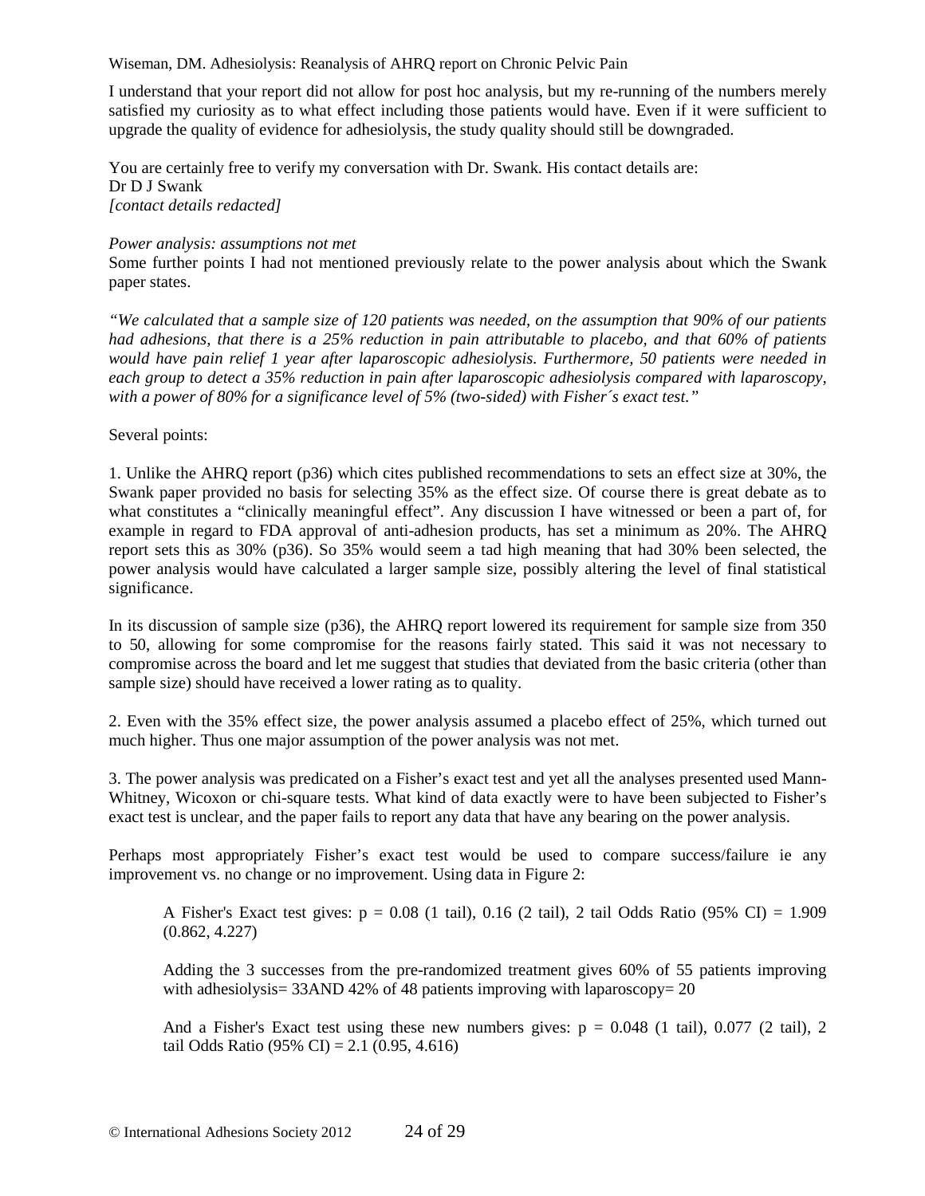I understand that your report did not allow for post hoc analysis, but my re-running of the numbers merely satisfied my curiosity as to what effect including those patients would have. Even if it were sufficient to upgrade the quality of evidence for adhesiolysis, the study quality should still be downgraded.

You are certainly free to verify my conversation with Dr. Swank. His contact details are:
Dr D J Swank
*[contact details redacted]*

*Power analysis: assumptions not met*
Some further points I had not mentioned previously relate to the power analysis about which the Swank paper states.

*"We calculated that a sample size of 120 patients was needed, on the assumption that 90% of our patients had adhesions, that there is a 25% reduction in pain attributable to placebo, and that 60% of patients would have pain relief 1 year after laparoscopic adhesiolysis. Furthermore, 50 patients were needed in each group to detect a 35% reduction in pain after laparoscopic adhesiolysis compared with laparoscopy, with a power of 80% for a significance level of 5% (two-sided) with Fisher´s exact test."*

Several points:

1. Unlike the AHRQ report (p36) which cites published recommendations to sets an effect size at 30%, the Swank paper provided no basis for selecting 35% as the effect size. Of course there is great debate as to what constitutes a "clinically meaningful effect". Any discussion I have witnessed or been a part of, for example in regard to FDA approval of anti-adhesion products, has set a minimum as 20%. The AHRQ report sets this as 30% (p36). So 35% would seem a tad high meaning that had 30% been selected, the power analysis would have calculated a larger sample size, possibly altering the level of final statistical significance.

In its discussion of sample size (p36), the AHRQ report lowered its requirement for sample size from 350 to 50, allowing for some compromise for the reasons fairly stated. This said it was not necessary to compromise across the board and let me suggest that studies that deviated from the basic criteria (other than sample size) should have received a lower rating as to quality.

2. Even with the 35% effect size, the power analysis assumed a placebo effect of 25%, which turned out much higher. Thus one major assumption of the power analysis was not met.

3. The power analysis was predicated on a Fisher's exact test and yet all the analyses presented used Mann-Whitney, Wicoxon or chi-square tests. What kind of data exactly were to have been subjected to Fisher's exact test is unclear, and the paper fails to report any data that have any bearing on the power analysis.

Perhaps most appropriately Fisher's exact test would be used to compare success/failure ie any improvement vs. no change or no improvement. Using data in Figure 2:

> A Fisher's Exact test gives: $p = 0.08$ (1 tail), 0.16 (2 tail), 2 tail Odds Ratio (95% CI) = 1.909 (0.862, 4.227)
>
> Adding the 3 successes from the pre-randomized treatment gives 60% of 55 patients improving with adhesiolysis= 33AND 42% of 48 patients improving with laparoscopy= 20
>
> And a Fisher's Exact test using these new numbers gives: $p = 0.048$ (1 tail), 0.077 (2 tail), 2 tail Odds Ratio (95% CI) = 2.1 (0.95, 4.616)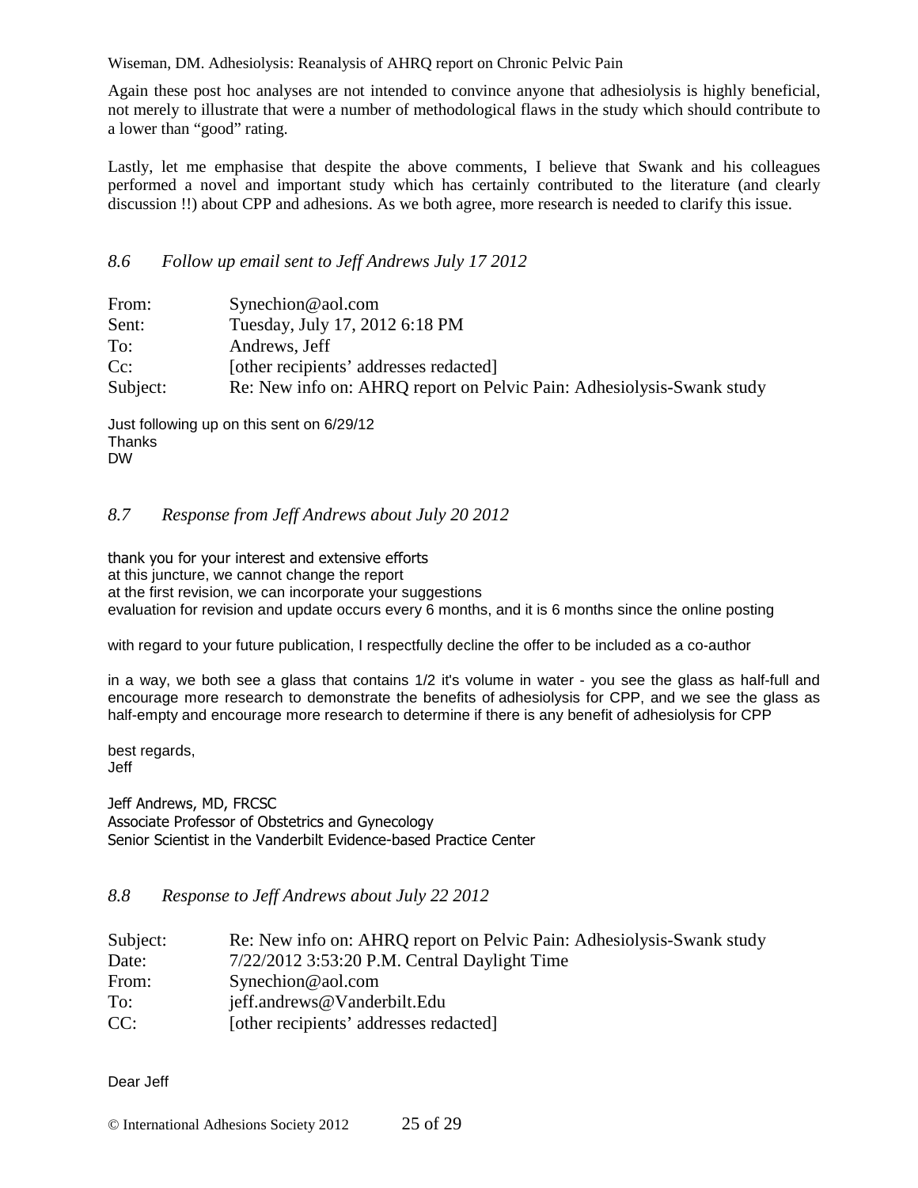Again these post hoc analyses are not intended to convince anyone that adhesiolysis is highly beneficial, not merely to illustrate that were a number of methodological flaws in the study which should contribute to a lower than "good" rating.

Lastly, let me emphasise that despite the above comments, I believe that Swank and his colleagues performed a novel and important study which has certainly contributed to the literature (and clearly discussion !!) about CPP and adhesions. As we both agree, more research is needed to clarify this issue.

### *8.6 Follow up email sent to Jeff Andrews July 17 2012*

| | |
|---|---|
| From: | Synechion@aol.com |
| Sent: | Tuesday, July 17, 2012 6:18 PM |
| To: | Andrews, Jeff |
| Cc: | [other recipients' addresses redacted] |
| Subject: | Re: New info on: AHRQ report on Pelvic Pain: Adhesiolysis-Swank study |

Just following up on this sent on 6/29/12
Thanks
DW

### *8.7 Response from Jeff Andrews about July 20 2012*

thank you for your interest and extensive efforts
at this juncture, we cannot change the report
at the first revision, we can incorporate your suggestions
evaluation for revision and update occurs every 6 months, and it is 6 months since the online posting

with regard to your future publication, I respectfully decline the offer to be included as a co-author

in a way, we both see a glass that contains 1/2 it's volume in water - you see the glass as half-full and encourage more research to demonstrate the benefits of adhesiolysis for CPP, and we see the glass as half-empty and encourage more research to determine if there is any benefit of adhesiolysis for CPP

best regards,
Jeff

Jeff Andrews, MD, FRCSC
Associate Professor of Obstetrics and Gynecology
Senior Scientist in the Vanderbilt Evidence-based Practice Center

### *8.8 Response to Jeff Andrews about July 22 2012*

| | |
|---|---|
| Subject: | Re: New info on: AHRQ report on Pelvic Pain: Adhesiolysis-Swank study |
| Date: | 7/22/2012 3:53:20 P.M. Central Daylight Time |
| From: | Synechion@aol.com |
| To: | jeff.andrews@Vanderbilt.Edu |
| CC: | [other recipients' addresses redacted] |

Dear Jeff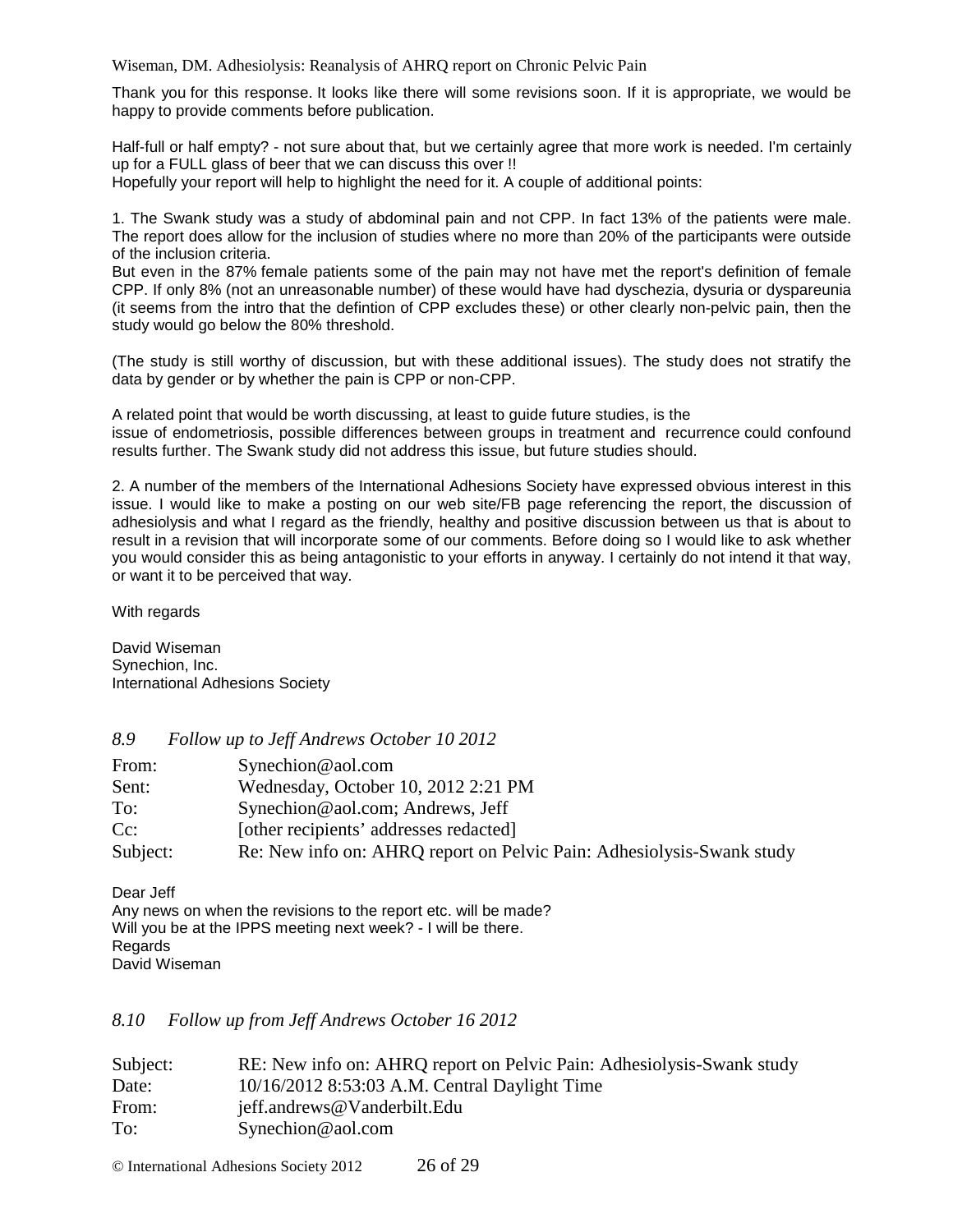Thank you for this response. It looks like there will some revisions soon. If it is appropriate, we would be happy to provide comments before publication.

Half-full or half empty? - not sure about that, but we certainly agree that more work is needed. I'm certainly up for a FULL glass of beer that we can discuss this over !!
Hopefully your report will help to highlight the need for it. A couple of additional points:

1. The Swank study was a study of abdominal pain and not CPP. In fact 13% of the patients were male. The report does allow for the inclusion of studies where no more than 20% of the participants were outside of the inclusion criteria.
But even in the 87% female patients some of the pain may not have met the report's definition of female CPP. If only 8% (not an unreasonable number) of these would have had dyschezia, dysuria or dyspareunia (it seems from the intro that the defintion of CPP excludes these) or other clearly non-pelvic pain, then the study would go below the 80% threshold.

(The study is still worthy of discussion, but with these additional issues). The study does not stratify the data by gender or by whether the pain is CPP or non-CPP.

A related point that would be worth discussing, at least to guide future studies, is the
issue of endometriosis, possible differences between groups in treatment and recurrence could confound results further. The Swank study did not address this issue, but future studies should.

2. A number of the members of the International Adhesions Society have expressed obvious interest in this issue. I would like to make a posting on our web site/FB page referencing the report, the discussion of adhesiolysis and what I regard as the friendly, healthy and positive discussion between us that is about to result in a revision that will incorporate some of our comments. Before doing so I would like to ask whether you would consider this as being antagonistic to your efforts in anyway. I certainly do not intend it that way, or want it to be perceived that way.

With regards

David Wiseman
Synechion, Inc.
International Adhesions Society

### *8.9 Follow up to Jeff Andrews October 10 2012*

| | |
|---|---|
| From: | Synechion@aol.com |
| Sent: | Wednesday, October 10, 2012 2:21 PM |
| To: | Synechion@aol.com; Andrews, Jeff |
| Cc: | [other recipients' addresses redacted] |
| Subject: | Re: New info on: AHRQ report on Pelvic Pain: Adhesiolysis-Swank study |

Dear Jeff
Any news on when the revisions to the report etc. will be made?
Will you be at the IPPS meeting next week? - I will be there.
Regards
David Wiseman

### *8.10 Follow up from Jeff Andrews October 16 2012*

| | |
|---|---|
| Subject: | RE: New info on: AHRQ report on Pelvic Pain: Adhesiolysis-Swank study |
| Date: | 10/16/2012 8:53:03 A.M. Central Daylight Time |
| From: | jeff.andrews@Vanderbilt.Edu |
| To: | Synechion@aol.com |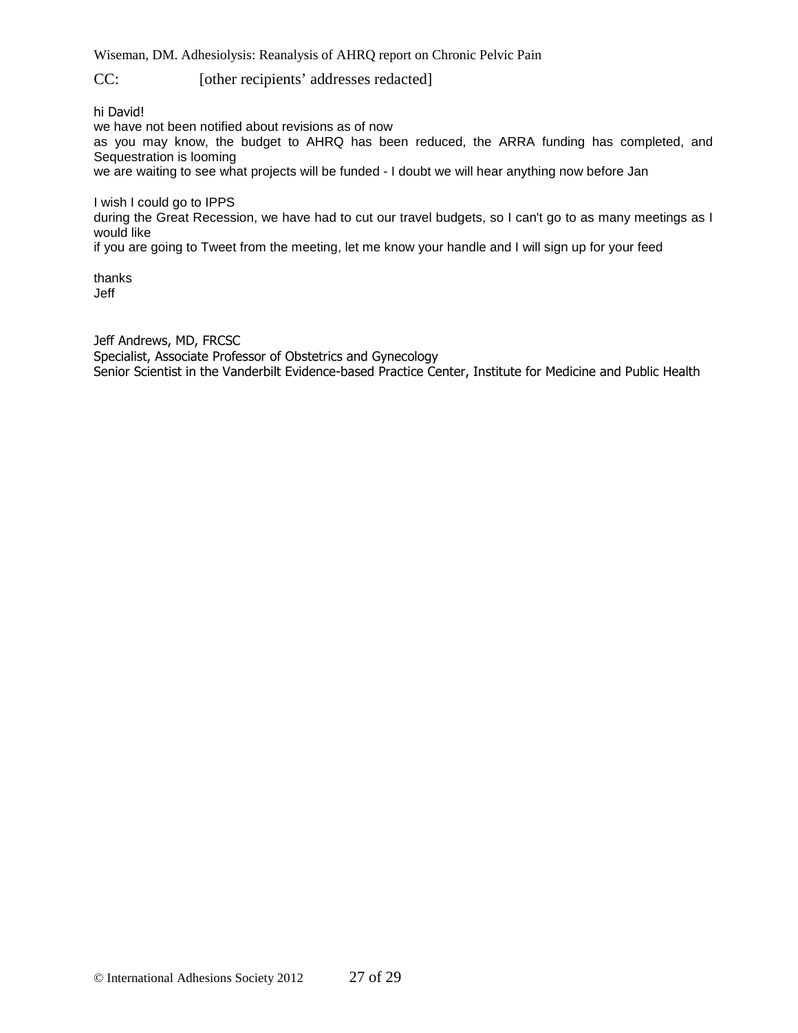CC: [other recipients' addresses redacted]

hi David!
we have not been notified about revisions as of now
as you may know, the budget to AHRQ has been reduced, the ARRA funding has completed, and Sequestration is looming
we are waiting to see what projects will be funded - I doubt we will hear anything now before Jan

I wish I could go to IPPS
during the Great Recession, we have had to cut our travel budgets, so I can't go to as many meetings as I would like
if you are going to Tweet from the meeting, let me know your handle and I will sign up for your feed

thanks
Jeff

Jeff Andrews, MD, FRCSC
Specialist, Associate Professor of Obstetrics and Gynecology
Senior Scientist in the Vanderbilt Evidence-based Practice Center, Institute for Medicine and Public Health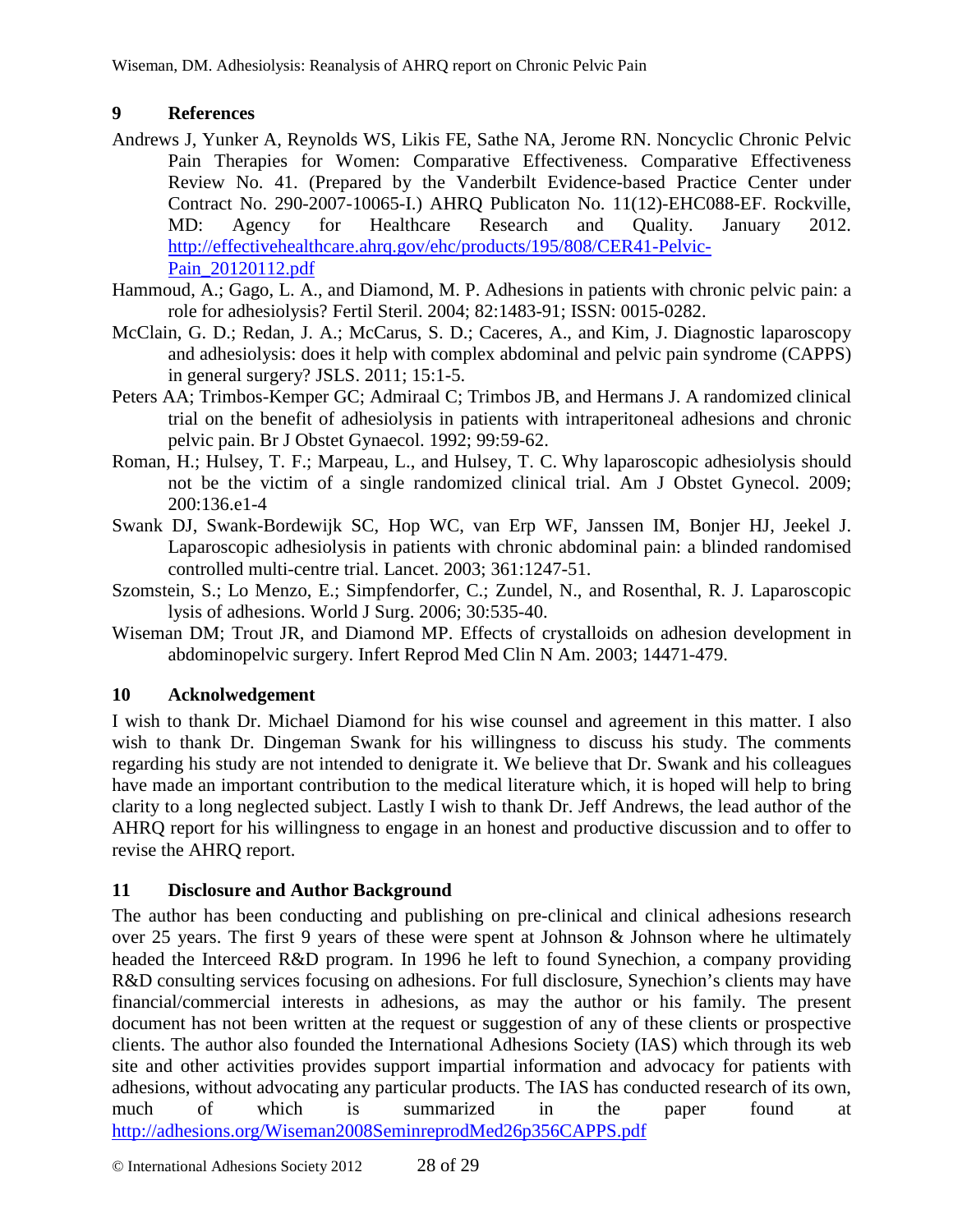## 9 References

Andrews J, Yunker A, Reynolds WS, Likis FE, Sathe NA, Jerome RN. Noncyclic Chronic Pelvic Pain Therapies for Women: Comparative Effectiveness. Comparative Effectiveness Review No. 41. (Prepared by the Vanderbilt Evidence-based Practice Center under Contract No. 290-2007-10065-I.) AHRQ Publicaton No. 11(12)-EHC088-EF. Rockville, MD: Agency for Healthcare Research and Quality. January 2012. http://effectivehealthcare.ahrq.gov/ehc/products/195/808/CER41-Pelvic-Pain_20120112.pdf

Hammoud, A.; Gago, L. A., and Diamond, M. P. Adhesions in patients with chronic pelvic pain: a role for adhesiolysis? Fertil Steril. 2004; 82:1483-91; ISSN: 0015-0282.

McClain, G. D.; Redan, J. A.; McCarus, S. D.; Caceres, A., and Kim, J. Diagnostic laparoscopy and adhesiolysis: does it help with complex abdominal and pelvic pain syndrome (CAPPS) in general surgery? JSLS. 2011; 15:1-5.

Peters AA; Trimbos-Kemper GC; Admiraal C; Trimbos JB, and Hermans J. A randomized clinical trial on the benefit of adhesiolysis in patients with intraperitoneal adhesions and chronic pelvic pain. Br J Obstet Gynaecol. 1992; 99:59-62.

Roman, H.; Hulsey, T. F.; Marpeau, L., and Hulsey, T. C. Why laparoscopic adhesiolysis should not be the victim of a single randomized clinical trial. Am J Obstet Gynecol. 2009; 200:136.e1-4

Swank DJ, Swank-Bordewijk SC, Hop WC, van Erp WF, Janssen IM, Bonjer HJ, Jeekel J. Laparoscopic adhesiolysis in patients with chronic abdominal pain: a blinded randomised controlled multi-centre trial. Lancet. 2003; 361:1247-51.

Szomstein, S.; Lo Menzo, E.; Simpfendorfer, C.; Zundel, N., and Rosenthal, R. J. Laparoscopic lysis of adhesions. World J Surg. 2006; 30:535-40.

Wiseman DM; Trout JR, and Diamond MP. Effects of crystalloids on adhesion development in abdominopelvic surgery. Infert Reprod Med Clin N Am. 2003; 14471-479.

## 10 Acknolwedgement

I wish to thank Dr. Michael Diamond for his wise counsel and agreement in this matter. I also wish to thank Dr. Dingeman Swank for his willingness to discuss his study. The comments regarding his study are not intended to denigrate it. We believe that Dr. Swank and his colleagues have made an important contribution to the medical literature which, it is hoped will help to bring clarity to a long neglected subject. Lastly I wish to thank Dr. Jeff Andrews, the lead author of the AHRQ report for his willingness to engage in an honest and productive discussion and to offer to revise the AHRQ report.

## 11 Disclosure and Author Background

The author has been conducting and publishing on pre-clinical and clinical adhesions research over 25 years. The first 9 years of these were spent at Johnson & Johnson where he ultimately headed the Interceed R&D program. In 1996 he left to found Synechion, a company providing R&D consulting services focusing on adhesions. For full disclosure, Synechion's clients may have financial/commercial interests in adhesions, as may the author or his family. The present document has not been written at the request or suggestion of any of these clients or prospective clients. The author also founded the International Adhesions Society (IAS) which through its web site and other activities provides support impartial information and advocacy for patients with adhesions, without advocating any particular products. The IAS has conducted research of its own, much of which is summarized in the paper found at http://adhesions.org/Wiseman2008SeminreprodMed26p356CAPPS.pdf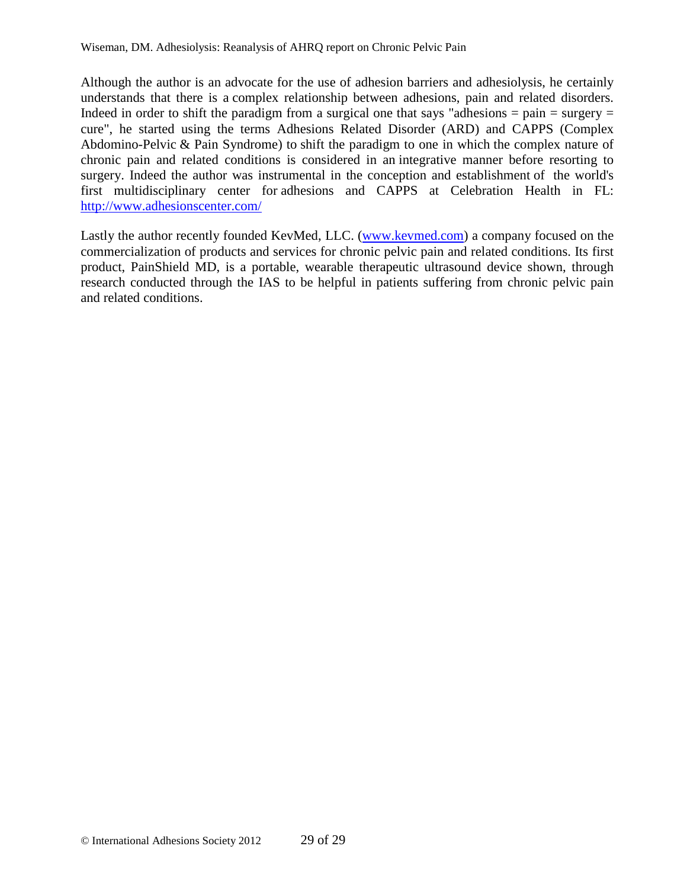Although the author is an advocate for the use of adhesion barriers and adhesiolysis, he certainly understands that there is a complex relationship between adhesions, pain and related disorders. Indeed in order to shift the paradigm from a surgical one that says "adhesions = pain = surgery = cure", he started using the terms Adhesions Related Disorder (ARD) and CAPPS (Complex Abdomino-Pelvic & Pain Syndrome) to shift the paradigm to one in which the complex nature of chronic pain and related conditions is considered in an integrative manner before resorting to surgery. Indeed the author was instrumental in the conception and establishment of the world's first multidisciplinary center for adhesions and CAPPS at Celebration Health in FL: http://www.adhesionscenter.com/

Lastly the author recently founded KevMed, LLC. (www.kevmed.com) a company focused on the commercialization of products and services for chronic pelvic pain and related conditions. Its first product, PainShield MD, is a portable, wearable therapeutic ultrasound device shown, through research conducted through the IAS to be helpful in patients suffering from chronic pelvic pain and related conditions.